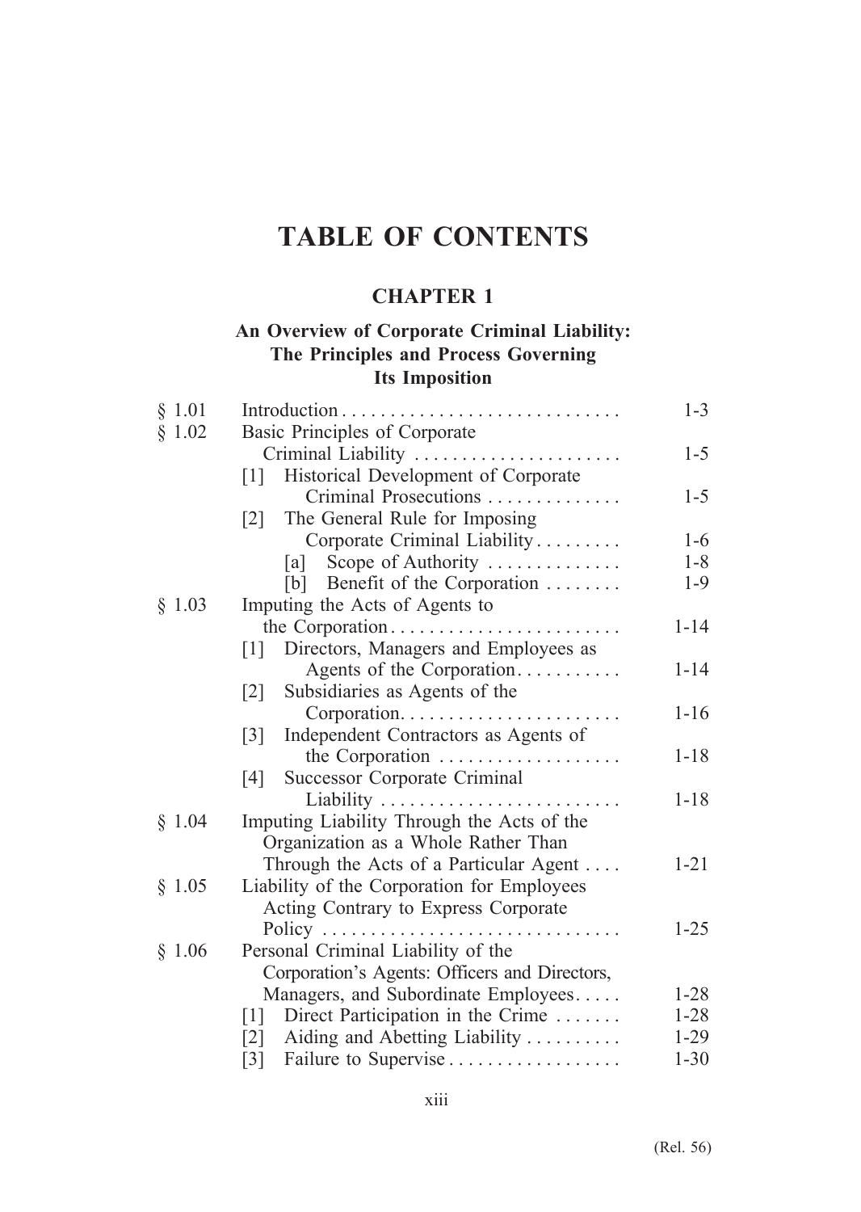# TABLE OF CONTENTS

## CHAPTER 1

### An Overview of Corporate Criminal Liability: The Principles and Process Governing Its Imposition

| | | |
|---|---|---|
| § 1.01 | Introduction | 1-3 |
| § 1.02 | Basic Principles of Corporate Criminal Liability | 1-5 |
| | [1] Historical Development of Corporate Criminal Prosecutions | 1-5 |
| | [2] The General Rule for Imposing Corporate Criminal Liability | 1-6 |
| | [a] Scope of Authority | 1-8 |
| | [b] Benefit of the Corporation | 1-9 |
| § 1.03 | Imputing the Acts of Agents to the Corporation | 1-14 |
| | [1] Directors, Managers and Employees as Agents of the Corporation | 1-14 |
| | [2] Subsidiaries as Agents of the Corporation | 1-16 |
| | [3] Independent Contractors as Agents of the Corporation | 1-18 |
| | [4] Successor Corporate Criminal Liability | 1-18 |
| § 1.04 | Imputing Liability Through the Acts of the Organization as a Whole Rather Than Through the Acts of a Particular Agent | 1-21 |
| § 1.05 | Liability of the Corporation for Employees Acting Contrary to Express Corporate Policy | 1-25 |
| § 1.06 | Personal Criminal Liability of the Corporation's Agents: Officers and Directors, Managers, and Subordinate Employees | 1-28 |
| | [1] Direct Participation in the Crime | 1-28 |
| | [2] Aiding and Abetting Liability | 1-29 |
| | [3] Failure to Supervise | 1-30 |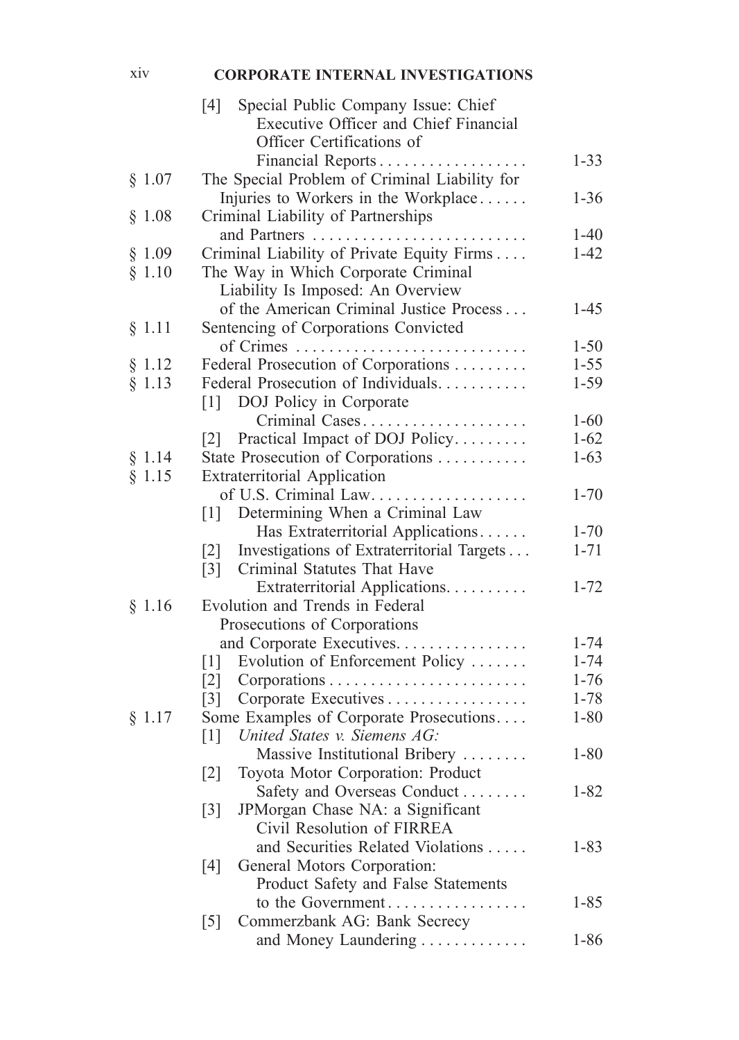| | | |
|---|---|---|
| | [4] Special Public Company Issue: Chief Executive Officer and Chief Financial Officer Certifications of Financial Reports | 1-33 |
| § 1.07 | The Special Problem of Criminal Liability for Injuries to Workers in the Workplace | 1-36 |
| § 1.08 | Criminal Liability of Partnerships and Partners | 1-40 |
| § 1.09 | Criminal Liability of Private Equity Firms | 1-42 |
| § 1.10 | The Way in Which Corporate Criminal Liability Is Imposed: An Overview of the American Criminal Justice Process | 1-45 |
| § 1.11 | Sentencing of Corporations Convicted of Crimes | 1-50 |
| § 1.12 | Federal Prosecution of Corporations | 1-55 |
| § 1.13 | Federal Prosecution of Individuals | 1-59 |
| | [1] DOJ Policy in Corporate Criminal Cases | 1-60 |
| | [2] Practical Impact of DOJ Policy | 1-62 |
| § 1.14 | State Prosecution of Corporations | 1-63 |
| § 1.15 | Extraterritorial Application of U.S. Criminal Law | 1-70 |
| | [1] Determining When a Criminal Law Has Extraterritorial Applications | 1-70 |
| | [2] Investigations of Extraterritorial Targets | 1-71 |
| | [3] Criminal Statutes That Have Extraterritorial Applications | 1-72 |
| § 1.16 | Evolution and Trends in Federal Prosecutions of Corporations and Corporate Executives | 1-74 |
| | [1] Evolution of Enforcement Policy | 1-74 |
| | [2] Corporations | 1-76 |
| | [3] Corporate Executives | 1-78 |
| § 1.17 | Some Examples of Corporate Prosecutions | 1-80 |
| | [1] *United States v. Siemens AG:* Massive Institutional Bribery | 1-80 |
| | [2] Toyota Motor Corporation: Product Safety and Overseas Conduct | 1-82 |
| | [3] JPMorgan Chase NA: a Significant Civil Resolution of FIRREA and Securities Related Violations | 1-83 |
| | [4] General Motors Corporation: Product Safety and False Statements to the Government | 1-85 |
| | [5] Commerzbank AG: Bank Secrecy and Money Laundering | 1-86 |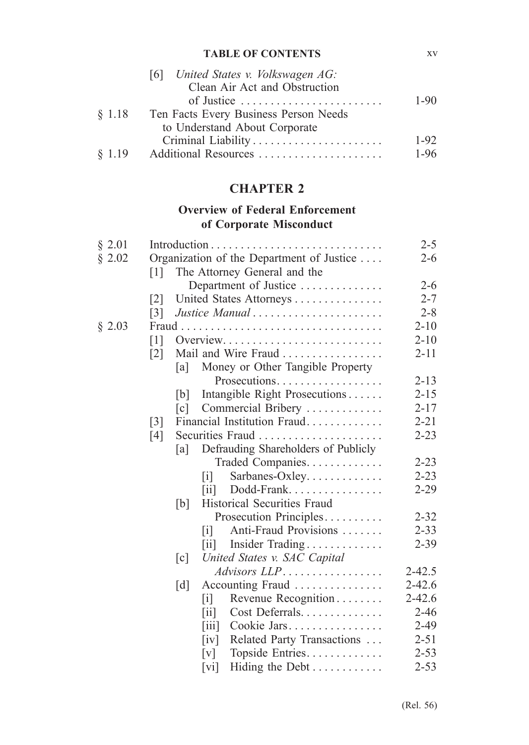| | | |
|---|---|---|
| | [6] *United States v. Volkswagen AG:* Clean Air Act and Obstruction of Justice | 1-90 |
| § 1.18 | Ten Facts Every Business Person Needs to Understand About Corporate Criminal Liability | 1-92 |
| § 1.19 | Additional Resources | 1-96 |

## CHAPTER 2

### Overview of Federal Enforcement of Corporate Misconduct

| | | |
|---|---|---|
| § 2.01 | Introduction | 2-5 |
| § 2.02 | Organization of the Department of Justice | 2-6 |
| | [1] The Attorney General and the Department of Justice | 2-6 |
| | [2] United States Attorneys | 2-7 |
| | [3] *Justice Manual* | 2-8 |
| § 2.03 | Fraud | 2-10 |
| | [1] Overview | 2-10 |
| | [2] Mail and Wire Fraud | 2-11 |
| | [a] Money or Other Tangible Property Prosecutions | 2-13 |
| | [b] Intangible Right Prosecutions | 2-15 |
| | [c] Commercial Bribery | 2-17 |
| | [3] Financial Institution Fraud | 2-21 |
| | [4] Securities Fraud | 2-23 |
| | [a] Defrauding Shareholders of Publicly Traded Companies | 2-23 |
| | [i] Sarbanes-Oxley | 2-23 |
| | [ii] Dodd-Frank | 2-29 |
| | [b] Historical Securities Fraud Prosecution Principles | 2-32 |
| | [i] Anti-Fraud Provisions | 2-33 |
| | [ii] Insider Trading | 2-39 |
| | [c] *United States v. SAC Capital Advisors LLP* | 2-42.5 |
| | [d] Accounting Fraud | 2-42.6 |
| | [i] Revenue Recognition | 2-42.6 |
| | [ii] Cost Deferrals | 2-46 |
| | [iii] Cookie Jars | 2-49 |
| | [iv] Related Party Transactions | 2-51 |
| | [v] Topside Entries | 2-53 |
| | [vi] Hiding the Debt | 2-53 |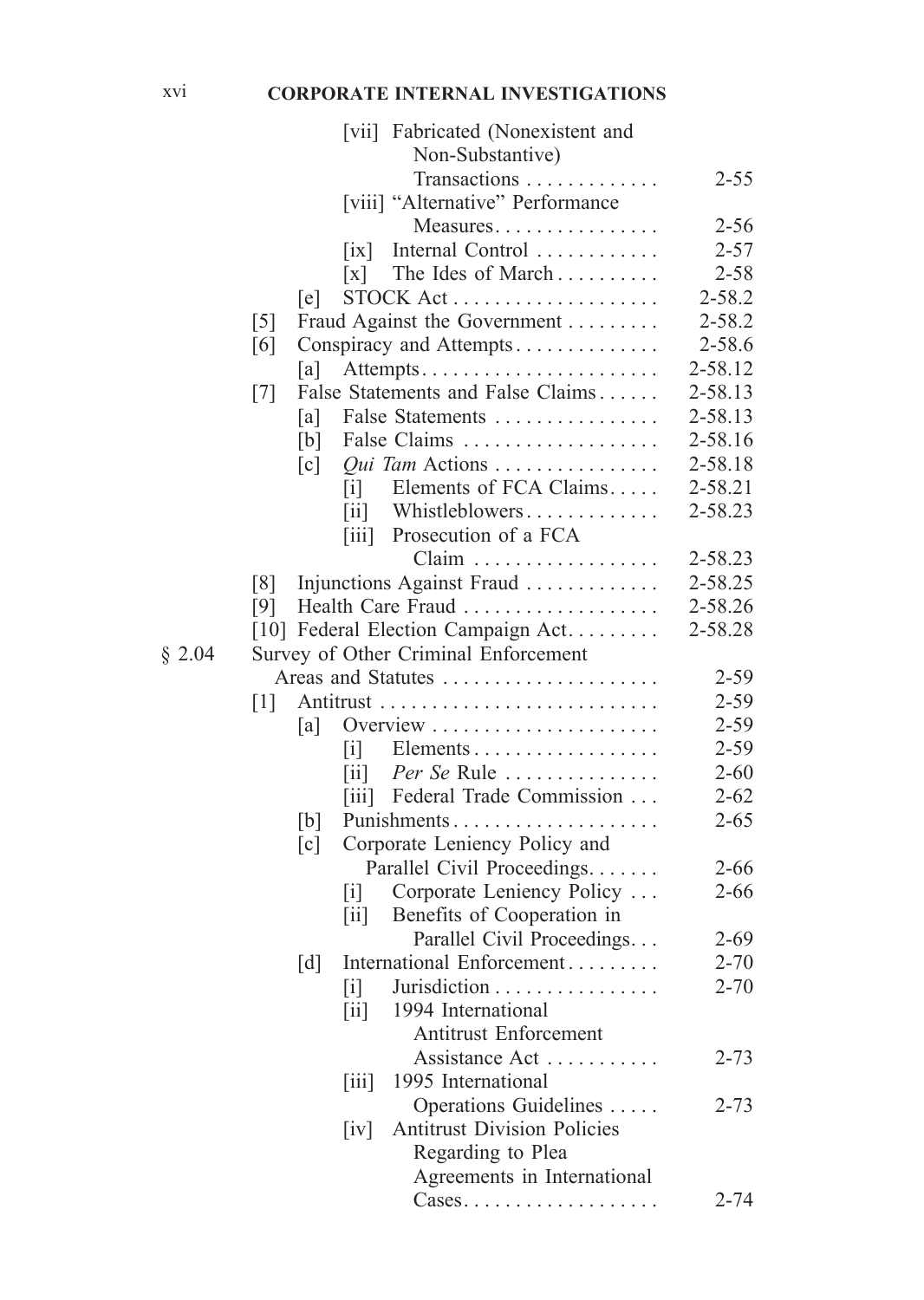| | | |
|---|---|---|
| | [vii] Fabricated (Nonexistent and Non-Substantive) Transactions | 2-55 |
| | [viii] "Alternative" Performance Measures | 2-56 |
| | [ix] Internal Control | 2-57 |
| | [x] The Ides of March | 2-58 |
| | [e] STOCK Act | 2-58.2 |
| | [5] Fraud Against the Government | 2-58.2 |
| | [6] Conspiracy and Attempts | 2-58.6 |
| | [a] Attempts | 2-58.12 |
| | [7] False Statements and False Claims | 2-58.13 |
| | [a] False Statements | 2-58.13 |
| | [b] False Claims | 2-58.16 |
| | [c] *Qui Tam* Actions | 2-58.18 |
| | [i] Elements of FCA Claims | 2-58.21 |
| | [ii] Whistleblowers | 2-58.23 |
| | [iii] Prosecution of a FCA Claim | 2-58.23 |
| | [8] Injunctions Against Fraud | 2-58.25 |
| | [9] Health Care Fraud | 2-58.26 |
| | [10] Federal Election Campaign Act | 2-58.28 |
| § 2.04 | Survey of Other Criminal Enforcement Areas and Statutes | 2-59 |
| | [1] Antitrust | 2-59 |
| | [a] Overview | 2-59 |
| | [i] Elements | 2-59 |
| | [ii] *Per Se* Rule | 2-60 |
| | [iii] Federal Trade Commission | 2-62 |
| | [b] Punishments | 2-65 |
| | [c] Corporate Leniency Policy and Parallel Civil Proceedings | 2-66 |
| | [i] Corporate Leniency Policy | 2-66 |
| | [ii] Benefits of Cooperation in Parallel Civil Proceedings | 2-69 |
| | [d] International Enforcement | 2-70 |
| | [i] Jurisdiction | 2-70 |
| | [ii] 1994 International Antitrust Enforcement Assistance Act | 2-73 |
| | [iii] 1995 International Operations Guidelines | 2-73 |
| | [iv] Antitrust Division Policies Regarding to Plea Agreements in International Cases | 2-74 |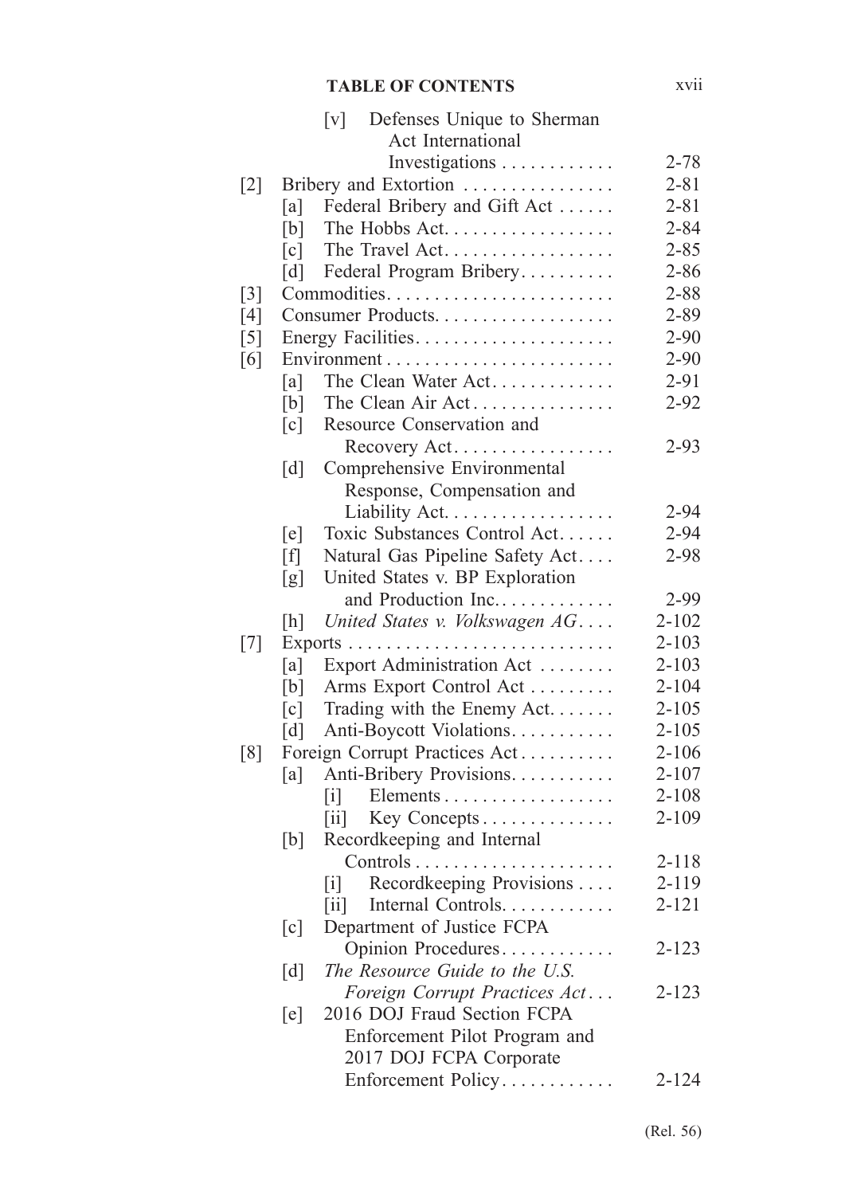| | | |
|---|---|---|
| | [v] Defenses Unique to Sherman Act International Investigations | 2-78 |
| [2] | Bribery and Extortion | 2-81 |
| | [a] Federal Bribery and Gift Act | 2-81 |
| | [b] The Hobbs Act | 2-84 |
| | [c] The Travel Act | 2-85 |
| | [d] Federal Program Bribery | 2-86 |
| [3] | Commodities | 2-88 |
| [4] | Consumer Products | 2-89 |
| [5] | Energy Facilities | 2-90 |
| [6] | Environment | 2-90 |
| | [a] The Clean Water Act | 2-91 |
| | [b] The Clean Air Act | 2-92 |
| | [c] Resource Conservation and Recovery Act | 2-93 |
| | [d] Comprehensive Environmental Response, Compensation and Liability Act | 2-94 |
| | [e] Toxic Substances Control Act | 2-94 |
| | [f] Natural Gas Pipeline Safety Act | 2-98 |
| | [g] United States v. BP Exploration and Production Inc. | 2-99 |
| | [h] *United States v. Volkswagen AG* | 2-102 |
| [7] | Exports | 2-103 |
| | [a] Export Administration Act | 2-103 |
| | [b] Arms Export Control Act | 2-104 |
| | [c] Trading with the Enemy Act | 2-105 |
| | [d] Anti-Boycott Violations | 2-105 |
| [8] | Foreign Corrupt Practices Act | 2-106 |
| | [a] Anti-Bribery Provisions | 2-107 |
| | [i] Elements | 2-108 |
| | [ii] Key Concepts | 2-109 |
| | [b] Recordkeeping and Internal Controls | 2-118 |
| | [i] Recordkeeping Provisions | 2-119 |
| | [ii] Internal Controls | 2-121 |
| | [c] Department of Justice FCPA Opinion Procedures | 2-123 |
| | [d] *The Resource Guide to the U.S. Foreign Corrupt Practices Act* | 2-123 |
| | [e] 2016 DOJ Fraud Section FCPA Enforcement Pilot Program and 2017 DOJ FCPA Corporate Enforcement Policy | 2-124 |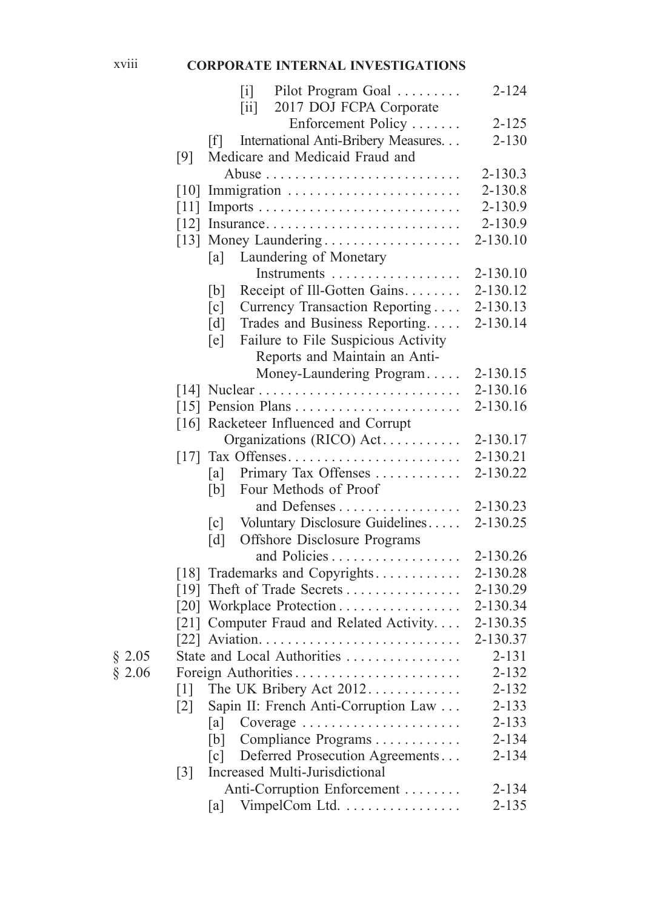| | | | |
|---|---|---|---|
| | | [i] Pilot Program Goal | 2-124 |
| | | [ii] 2017 DOJ FCPA Corporate Enforcement Policy | 2-125 |
| | | [f] International Anti-Bribery Measures | 2-130 |
| | [9] | Medicare and Medicaid Fraud and Abuse | 2-130.3 |
| | [10] | Immigration | 2-130.8 |
| | [11] | Imports | 2-130.9 |
| | [12] | Insurance | 2-130.9 |
| | [13] | Money Laundering | 2-130.10 |
| | | [a] Laundering of Monetary Instruments | 2-130.10 |
| | | [b] Receipt of Ill-Gotten Gains | 2-130.12 |
| | | [c] Currency Transaction Reporting | 2-130.13 |
| | | [d] Trades and Business Reporting | 2-130.14 |
| | | [e] Failure to File Suspicious Activity Reports and Maintain an Anti-Money-Laundering Program | 2-130.15 |
| | [14] | Nuclear | 2-130.16 |
| | [15] | Pension Plans | 2-130.16 |
| | [16] | Racketeer Influenced and Corrupt Organizations (RICO) Act | 2-130.17 |
| | [17] | Tax Offenses | 2-130.21 |
| | | [a] Primary Tax Offenses | 2-130.22 |
| | | [b] Four Methods of Proof and Defenses | 2-130.23 |
| | | [c] Voluntary Disclosure Guidelines | 2-130.25 |
| | | [d] Offshore Disclosure Programs and Policies | 2-130.26 |
| | [18] | Trademarks and Copyrights | 2-130.28 |
| | [19] | Theft of Trade Secrets | 2-130.29 |
| | [20] | Workplace Protection | 2-130.34 |
| | [21] | Computer Fraud and Related Activity | 2-130.35 |
| | [22] | Aviation | 2-130.37 |
| § 2.05 | | State and Local Authorities | 2-131 |
| § 2.06 | | Foreign Authorities | 2-132 |
| | [1] | The UK Bribery Act 2012 | 2-132 |
| | [2] | Sapin II: French Anti-Corruption Law | 2-133 |
| | | [a] Coverage | 2-133 |
| | | [b] Compliance Programs | 2-134 |
| | | [c] Deferred Prosecution Agreements | 2-134 |
| | [3] | Increased Multi-Jurisdictional Anti-Corruption Enforcement | 2-134 |
| | | [a] VimpelCom Ltd. | 2-135 |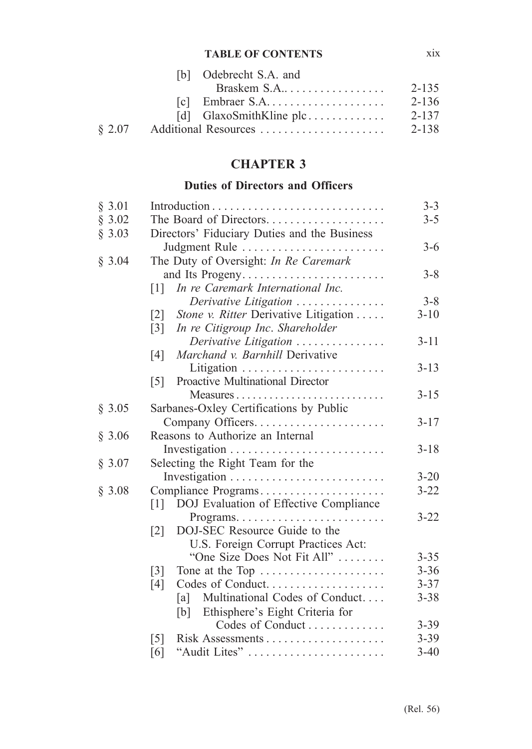| | | |
|---|---|---|
| | [b] Odebrecht S.A. and Braskem S.A. | 2-135 |
| | [c] Embraer S.A. | 2-136 |
| | [d] GlaxoSmithKline plc | 2-137 |
| § 2.07 | Additional Resources | 2-138 |

# CHAPTER 3

## Duties of Directors and Officers

| | | |
|---|---|---|
| § 3.01 | Introduction | 3-3 |
| § 3.02 | The Board of Directors | 3-5 |
| § 3.03 | Directors' Fiduciary Duties and the Business Judgment Rule | 3-6 |
| § 3.04 | The Duty of Oversight: *In Re Caremark* and Its Progeny | 3-8 |
| | [1] *In re Caremark International Inc. Derivative Litigation* | 3-8 |
| | [2] *Stone v. Ritter* Derivative Litigation | 3-10 |
| | [3] *In re Citigroup Inc. Shareholder Derivative Litigation* | 3-11 |
| | [4] *Marchand v. Barnhill* Derivative Litigation | 3-13 |
| | [5] Proactive Multinational Director Measures | 3-15 |
| § 3.05 | Sarbanes-Oxley Certifications by Public Company Officers | 3-17 |
| § 3.06 | Reasons to Authorize an Internal Investigation | 3-18 |
| § 3.07 | Selecting the Right Team for the Investigation | 3-20 |
| § 3.08 | Compliance Programs | 3-22 |
| | [1] DOJ Evaluation of Effective Compliance Programs | 3-22 |
| | [2] DOJ-SEC Resource Guide to the U.S. Foreign Corrupt Practices Act: "One Size Does Not Fit All" | 3-35 |
| | [3] Tone at the Top | 3-36 |
| | [4] Codes of Conduct | 3-37 |
| | [a] Multinational Codes of Conduct | 3-38 |
| | [b] Ethisphere's Eight Criteria for Codes of Conduct | 3-39 |
| | [5] Risk Assessments | 3-39 |
| | [6] "Audit Lites" | 3-40 |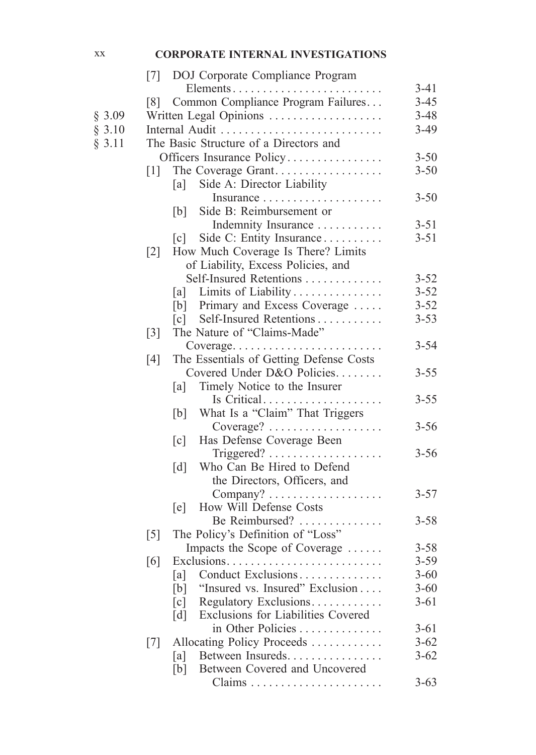| | | |
|---|---|---|
| | [7] DOJ Corporate Compliance Program Elements | 3-41 |
| | [8] Common Compliance Program Failures | 3-45 |
| § 3.09 | Written Legal Opinions | 3-48 |
| § 3.10 | Internal Audit | 3-49 |
| § 3.11 | The Basic Structure of a Directors and Officers Insurance Policy | 3-50 |
| | [1] The Coverage Grant | 3-50 |
| | [a] Side A: Director Liability Insurance | 3-50 |
| | [b] Side B: Reimbursement or Indemnity Insurance | 3-51 |
| | [c] Side C: Entity Insurance | 3-51 |
| | [2] How Much Coverage Is There? Limits of Liability, Excess Policies, and Self-Insured Retentions | 3-52 |
| | [a] Limits of Liability | 3-52 |
| | [b] Primary and Excess Coverage | 3-52 |
| | [c] Self-Insured Retentions | 3-53 |
| | [3] The Nature of "Claims-Made" Coverage | 3-54 |
| | [4] The Essentials of Getting Defense Costs Covered Under D&O Policies | 3-55 |
| | [a] Timely Notice to the Insurer Is Critical | 3-55 |
| | [b] What Is a "Claim" That Triggers Coverage? | 3-56 |
| | [c] Has Defense Coverage Been Triggered? | 3-56 |
| | [d] Who Can Be Hired to Defend the Directors, Officers, and Company? | 3-57 |
| | [e] How Will Defense Costs Be Reimbursed? | 3-58 |
| | [5] The Policy's Definition of "Loss" Impacts the Scope of Coverage | 3-58 |
| | [6] Exclusions | 3-59 |
| | [a] Conduct Exclusions | 3-60 |
| | [b] "Insured vs. Insured" Exclusion | 3-60 |
| | [c] Regulatory Exclusions | 3-61 |
| | [d] Exclusions for Liabilities Covered in Other Policies | 3-61 |
| | [7] Allocating Policy Proceeds | 3-62 |
| | [a] Between Insureds | 3-62 |
| | [b] Between Covered and Uncovered Claims | 3-63 |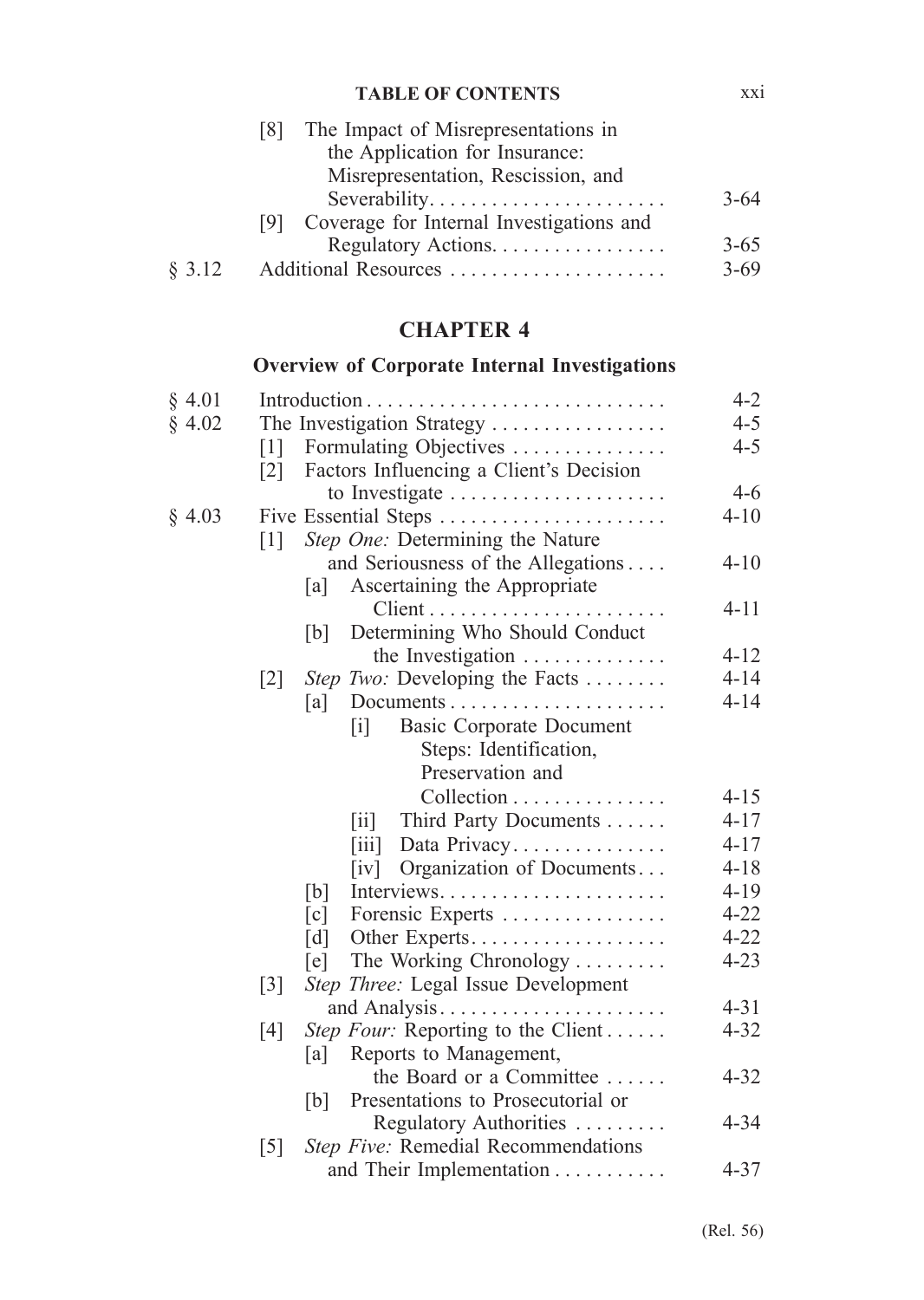| | | |
|---|---|---|
| | [8] The Impact of Misrepresentations in the Application for Insurance: Misrepresentation, Rescission, and Severability | 3-64 |
| | [9] Coverage for Internal Investigations and Regulatory Actions | 3-65 |
| § 3.12 | Additional Resources | 3-69 |

## CHAPTER 4

### Overview of Corporate Internal Investigations

| | | |
|---|---|---|
| § 4.01 | Introduction | 4-2 |
| § 4.02 | The Investigation Strategy | 4-5 |
| | [1] Formulating Objectives | 4-5 |
| | [2] Factors Influencing a Client's Decision to Investigate | 4-6 |
| § 4.03 | Five Essential Steps | 4-10 |
| | [1] *Step One:* Determining the Nature and Seriousness of the Allegations | 4-10 |
| | [a] Ascertaining the Appropriate Client | 4-11 |
| | [b] Determining Who Should Conduct the Investigation | 4-12 |
| | [2] *Step Two:* Developing the Facts | 4-14 |
| | [a] Documents | 4-14 |
| | [i] Basic Corporate Document Steps: Identification, Preservation and Collection | 4-15 |
| | [ii] Third Party Documents | 4-17 |
| | [iii] Data Privacy | 4-17 |
| | [iv] Organization of Documents | 4-18 |
| | [b] Interviews | 4-19 |
| | [c] Forensic Experts | 4-22 |
| | [d] Other Experts | 4-22 |
| | [e] The Working Chronology | 4-23 |
| | [3] *Step Three:* Legal Issue Development and Analysis | 4-31 |
| | [4] *Step Four:* Reporting to the Client | 4-32 |
| | [a] Reports to Management, the Board or a Committee | 4-32 |
| | [b] Presentations to Prosecutorial or Regulatory Authorities | 4-34 |
| | [5] *Step Five:* Remedial Recommendations and Their Implementation | 4-37 |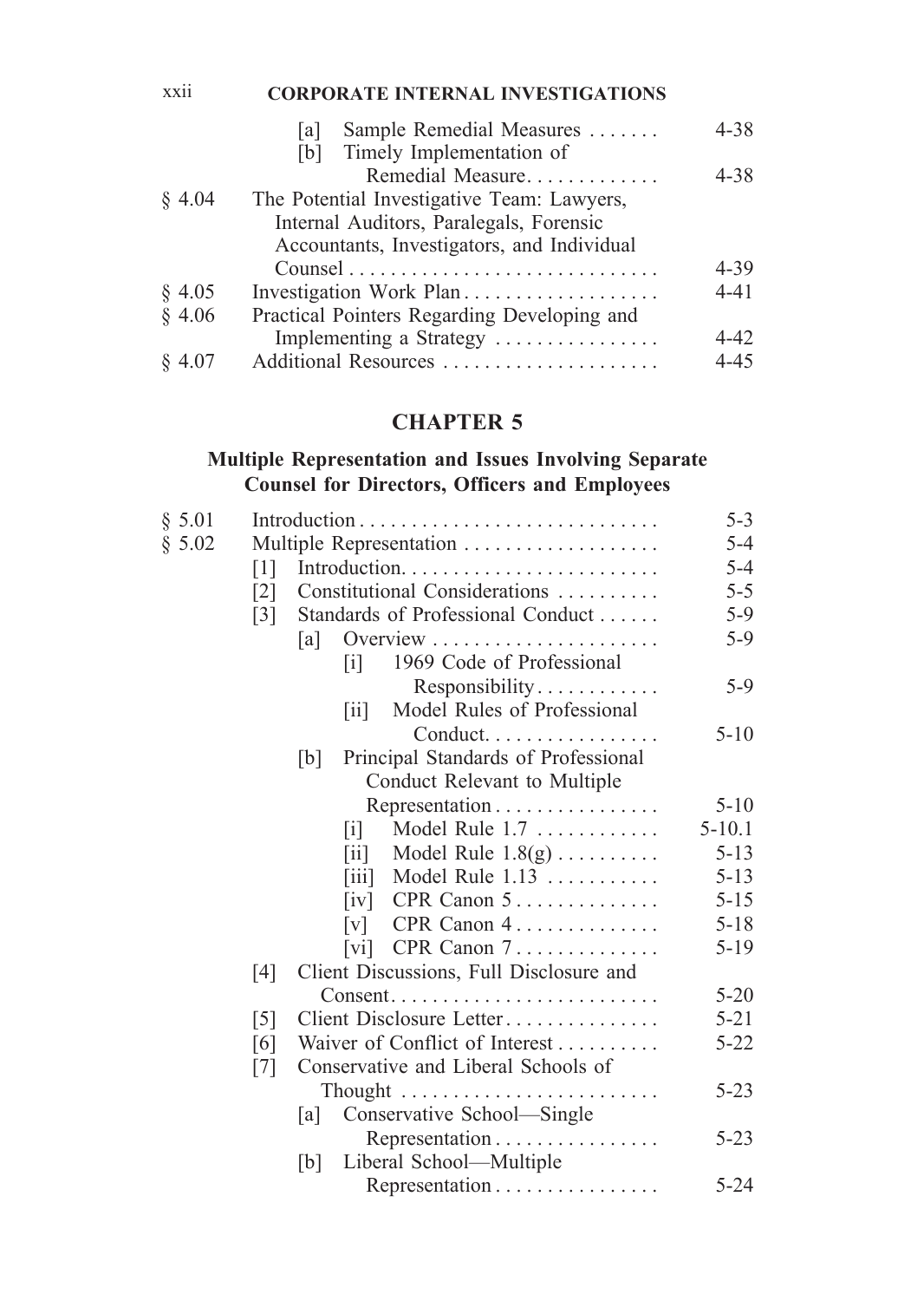[a] Sample Remedial Measures . . . . . . . 4-38
[b] Timely Implementation of Remedial Measure. . . . . . . . . . . . . 4-38

§ 4.04 The Potential Investigative Team: Lawyers, Internal Auditors, Paralegals, Forensic Accountants, Investigators, and Individual Counsel . . . . . . . . . . . . . . . . . . . . . . . . . . . . . . 4-39

§ 4.05 Investigation Work Plan . . . . . . . . . . . . . . . . . . . 4-41

§ 4.06 Practical Pointers Regarding Developing and Implementing a Strategy . . . . . . . . . . . . . . . . 4-42

§ 4.07 Additional Resources . . . . . . . . . . . . . . . . . . . . . 4-45

## CHAPTER 5

### Multiple Representation and Issues Involving Separate Counsel for Directors, Officers and Employees

§ 5.01 Introduction . . . . . . . . . . . . . . . . . . . . . . . . . . . . . 5-3

§ 5.02 Multiple Representation . . . . . . . . . . . . . . . . . . . 5-4

- [1] Introduction. . . . . . . . . . . . . . . . . . . . . . . . . . 5-4
- [2] Constitutional Considerations . . . . . . . . . . 5-5
- [3] Standards of Professional Conduct . . . . . . 5-9
  - [a] Overview . . . . . . . . . . . . . . . . . . . . . . 5-9
    - [i] 1969 Code of Professional Responsibility . . . . . . . . . . . . 5-9
    - [ii] Model Rules of Professional Conduct. . . . . . . . . . . . . . . . . 5-10
  - [b] Principal Standards of Professional Conduct Relevant to Multiple Representation . . . . . . . . . . . . . . . . 5-10
    - [i] Model Rule 1.7 . . . . . . . . . . . . 5-10.1
    - [ii] Model Rule 1.8(g) . . . . . . . . . . 5-13
    - [iii] Model Rule 1.13 . . . . . . . . . . . 5-13
    - [iv] CPR Canon 5 . . . . . . . . . . . . . . 5-15
    - [v] CPR Canon 4 . . . . . . . . . . . . . . 5-18
    - [vi] CPR Canon 7 . . . . . . . . . . . . . . 5-19
- [4] Client Discussions, Full Disclosure and Consent. . . . . . . . . . . . . . . . . . . . . . . . . . 5-20
- [5] Client Disclosure Letter . . . . . . . . . . . . . . . 5-21
- [6] Waiver of Conflict of Interest . . . . . . . . . . 5-22
- [7] Conservative and Liberal Schools of Thought . . . . . . . . . . . . . . . . . . . . . . . . . 5-23
  - [a] Conservative School—Single Representation . . . . . . . . . . . . . . . . 5-23
  - [b] Liberal School—Multiple Representation . . . . . . . . . . . . . . . . 5-24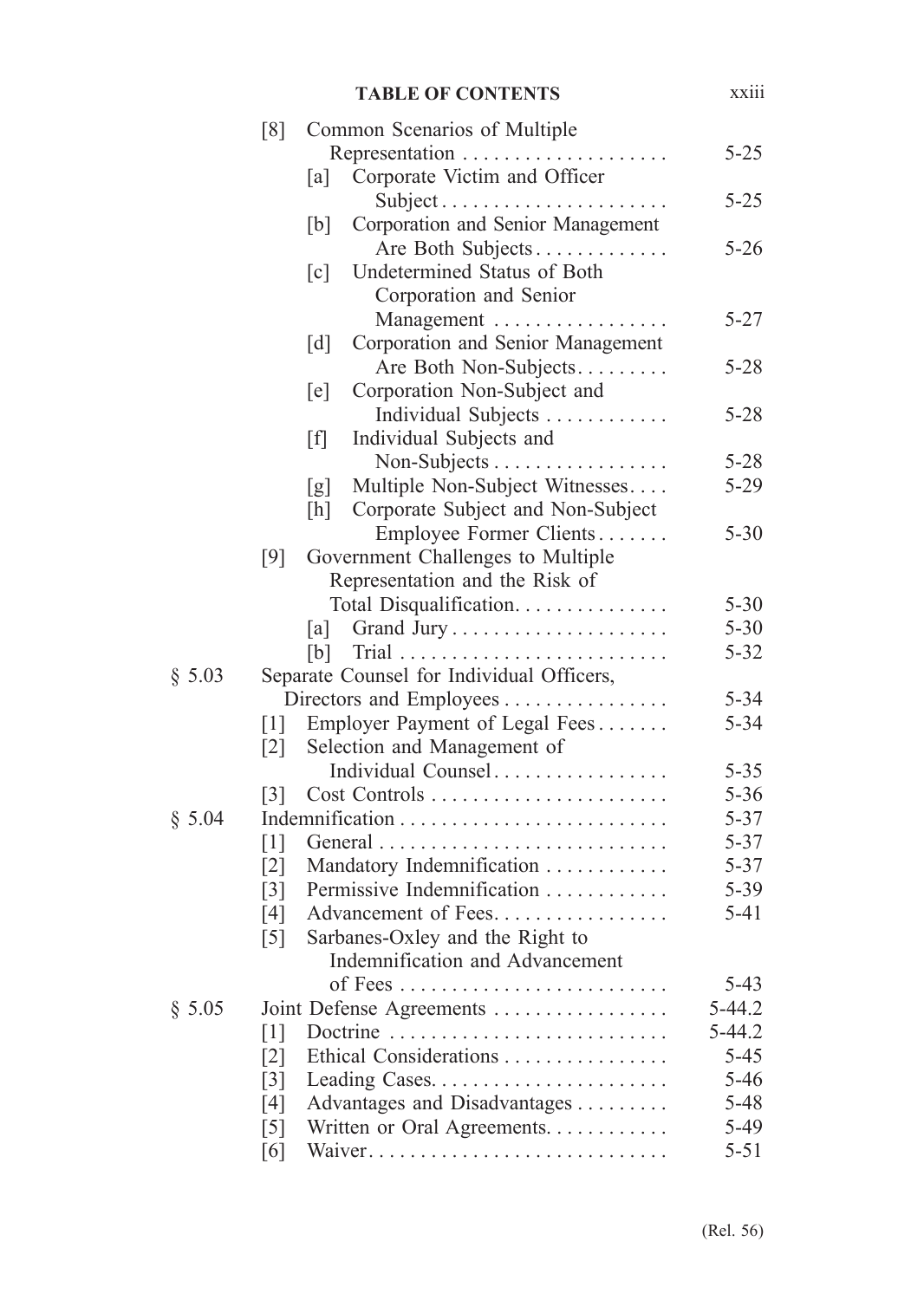| | | |
|---|---|---|
| | [8] Common Scenarios of Multiple Representation | 5-25 |
| | [a] Corporate Victim and Officer Subject | 5-25 |
| | [b] Corporation and Senior Management Are Both Subjects | 5-26 |
| | [c] Undetermined Status of Both Corporation and Senior Management | 5-27 |
| | [d] Corporation and Senior Management Are Both Non-Subjects | 5-28 |
| | [e] Corporation Non-Subject and Individual Subjects | 5-28 |
| | [f] Individual Subjects and Non-Subjects | 5-28 |
| | [g] Multiple Non-Subject Witnesses | 5-29 |
| | [h] Corporate Subject and Non-Subject Employee Former Clients | 5-30 |
| | [9] Government Challenges to Multiple Representation and the Risk of Total Disqualification | 5-30 |
| | [a] Grand Jury | 5-30 |
| | [b] Trial | 5-32 |
| § 5.03 | Separate Counsel for Individual Officers, Directors and Employees | 5-34 |
| | [1] Employer Payment of Legal Fees | 5-34 |
| | [2] Selection and Management of Individual Counsel | 5-35 |
| | [3] Cost Controls | 5-36 |
| § 5.04 | Indemnification | 5-37 |
| | [1] General | 5-37 |
| | [2] Mandatory Indemnification | 5-37 |
| | [3] Permissive Indemnification | 5-39 |
| | [4] Advancement of Fees | 5-41 |
| | [5] Sarbanes-Oxley and the Right to Indemnification and Advancement of Fees | 5-43 |
| § 5.05 | Joint Defense Agreements | 5-44.2 |
| | [1] Doctrine | 5-44.2 |
| | [2] Ethical Considerations | 5-45 |
| | [3] Leading Cases | 5-46 |
| | [4] Advantages and Disadvantages | 5-48 |
| | [5] Written or Oral Agreements | 5-49 |
| | [6] Waiver | 5-51 |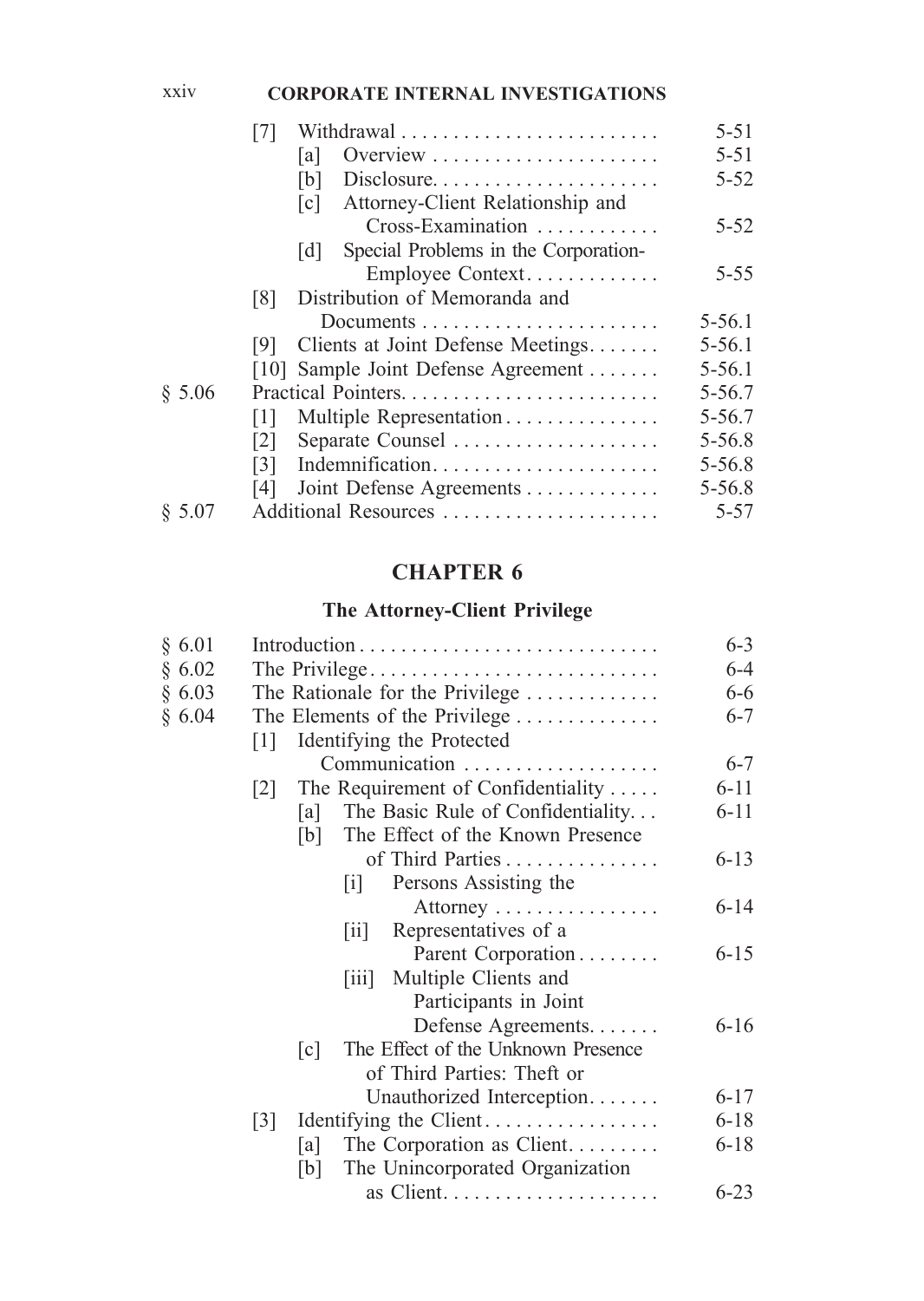| | | |
|---|---|---|
| | [7] Withdrawal | 5-51 |
| | [a] Overview | 5-51 |
| | [b] Disclosure | 5-52 |
| | [c] Attorney-Client Relationship and Cross-Examination | 5-52 |
| | [d] Special Problems in the Corporation-Employee Context | 5-55 |
| | [8] Distribution of Memoranda and Documents | 5-56.1 |
| | [9] Clients at Joint Defense Meetings | 5-56.1 |
| | [10] Sample Joint Defense Agreement | 5-56.1 |
| § 5.06 | Practical Pointers | 5-56.7 |
| | [1] Multiple Representation | 5-56.7 |
| | [2] Separate Counsel | 5-56.8 |
| | [3] Indemnification | 5-56.8 |
| | [4] Joint Defense Agreements | 5-56.8 |
| § 5.07 | Additional Resources | 5-57 |

## CHAPTER 6

### The Attorney-Client Privilege

| | | |
|---|---|---|
| § 6.01 | Introduction | 6-3 |
| § 6.02 | The Privilege | 6-4 |
| § 6.03 | The Rationale for the Privilege | 6-6 |
| § 6.04 | The Elements of the Privilege | 6-7 |
| | [1] Identifying the Protected Communication | 6-7 |
| | [2] The Requirement of Confidentiality | 6-11 |
| | [a] The Basic Rule of Confidentiality | 6-11 |
| | [b] The Effect of the Known Presence of Third Parties | 6-13 |
| | [i] Persons Assisting the Attorney | 6-14 |
| | [ii] Representatives of a Parent Corporation | 6-15 |
| | [iii] Multiple Clients and Participants in Joint Defense Agreements | 6-16 |
| | [c] The Effect of the Unknown Presence of Third Parties: Theft or Unauthorized Interception | 6-17 |
| | [3] Identifying the Client | 6-18 |
| | [a] The Corporation as Client | 6-18 |
| | [b] The Unincorporated Organization as Client | 6-23 |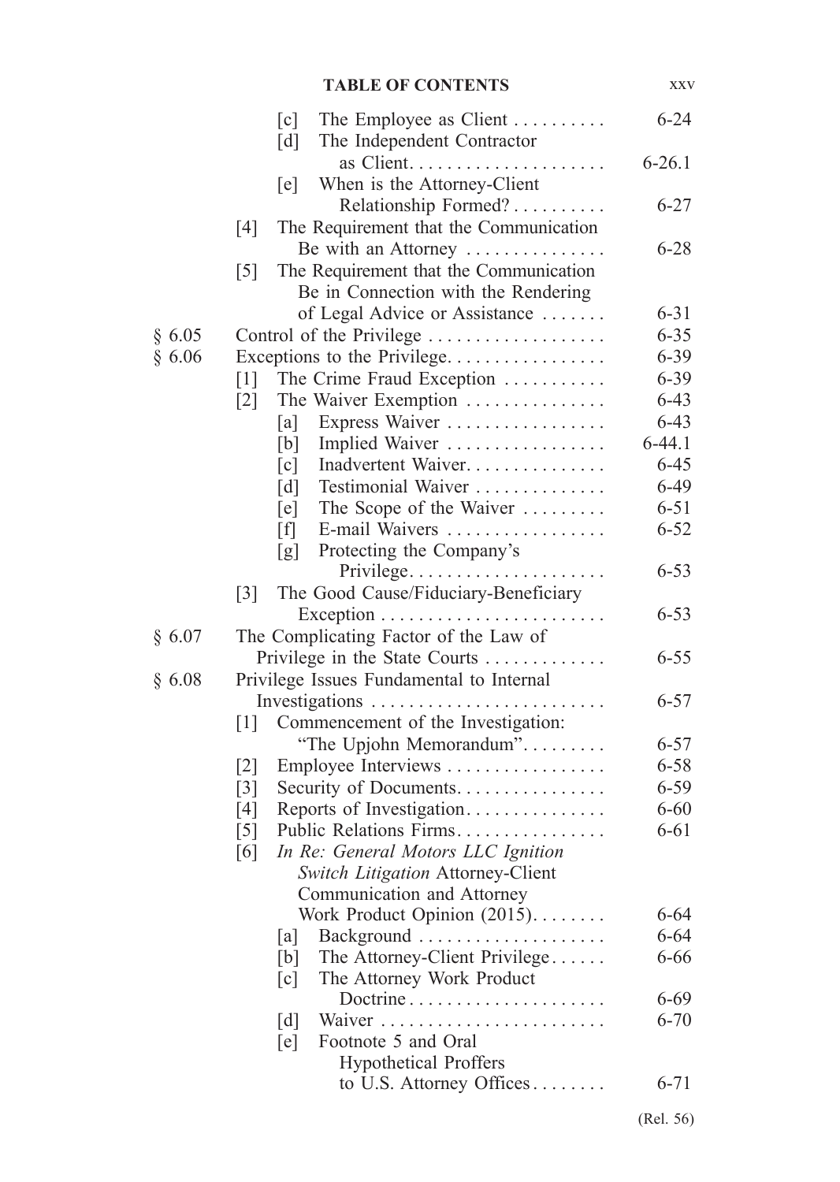| | | |
|---|---|---|
| | [c] The Employee as Client | 6-24 |
| | [d] The Independent Contractor as Client | 6-26.1 |
| | [e] When is the Attorney-Client Relationship Formed? | 6-27 |
| | [4] The Requirement that the Communication Be with an Attorney | 6-28 |
| | [5] The Requirement that the Communication Be in Connection with the Rendering of Legal Advice or Assistance | 6-31 |
| § 6.05 | Control of the Privilege | 6-35 |
| § 6.06 | Exceptions to the Privilege | 6-39 |
| | [1] The Crime Fraud Exception | 6-39 |
| | [2] The Waiver Exemption | 6-43 |
| | [a] Express Waiver | 6-43 |
| | [b] Implied Waiver | 6-44.1 |
| | [c] Inadvertent Waiver | 6-45 |
| | [d] Testimonial Waiver | 6-49 |
| | [e] The Scope of the Waiver | 6-51 |
| | [f] E-mail Waivers | 6-52 |
| | [g] Protecting the Company's Privilege | 6-53 |
| | [3] The Good Cause/Fiduciary-Beneficiary Exception | 6-53 |
| § 6.07 | The Complicating Factor of the Law of Privilege in the State Courts | 6-55 |
| § 6.08 | Privilege Issues Fundamental to Internal Investigations | 6-57 |
| | [1] Commencement of the Investigation: "The Upjohn Memorandum" | 6-57 |
| | [2] Employee Interviews | 6-58 |
| | [3] Security of Documents | 6-59 |
| | [4] Reports of Investigation | 6-60 |
| | [5] Public Relations Firms | 6-61 |
| | [6] *In Re: General Motors LLC Ignition Switch Litigation* Attorney-Client Communication and Attorney Work Product Opinion (2015) | 6-64 |
| | [a] Background | 6-64 |
| | [b] The Attorney-Client Privilege | 6-66 |
| | [c] The Attorney Work Product Doctrine | 6-69 |
| | [d] Waiver | 6-70 |
| | [e] Footnote 5 and Oral Hypothetical Proffers to U.S. Attorney Offices | 6-71 |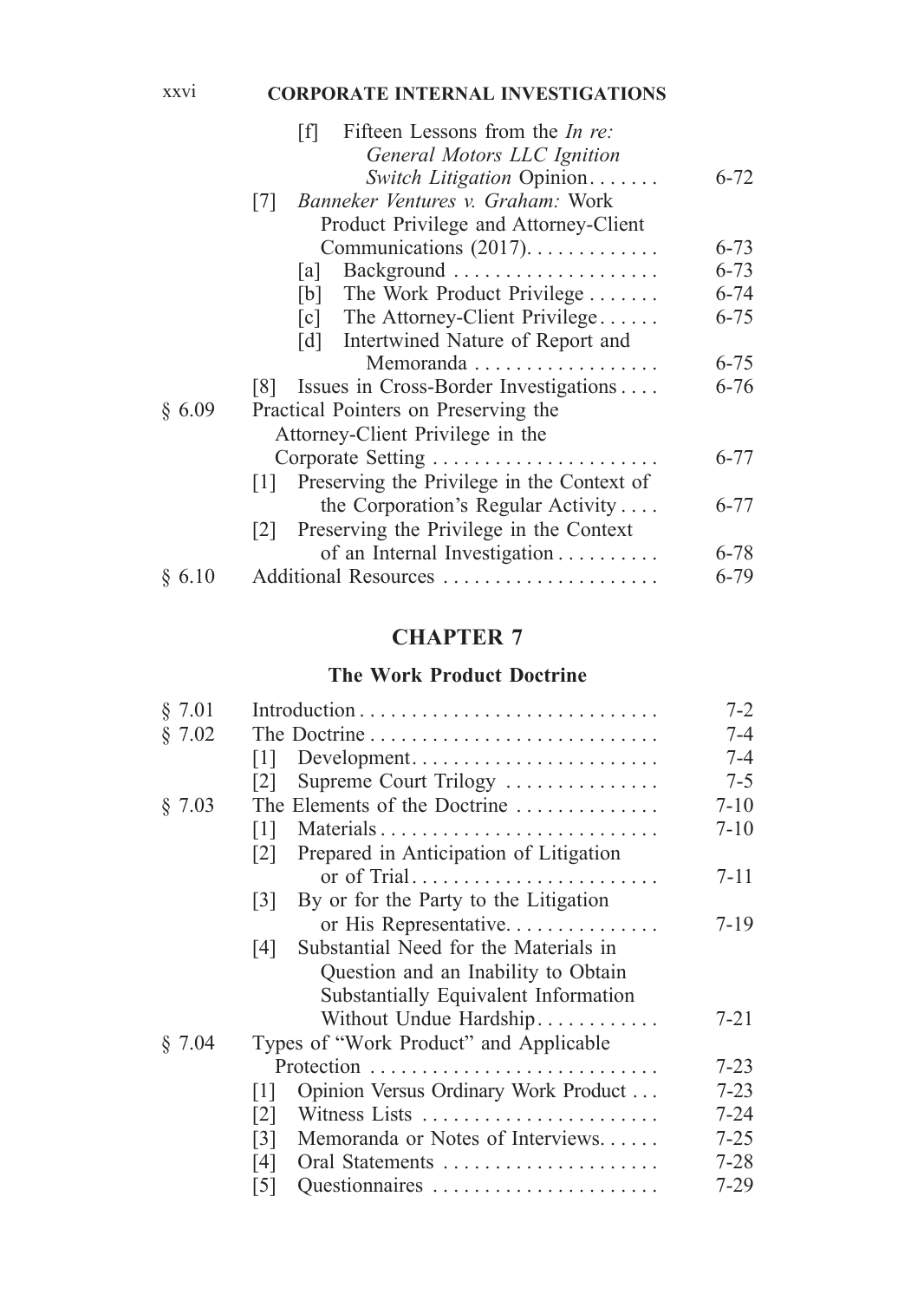[f] Fifteen Lessons from the *In re: General Motors LLC Ignition Switch Litigation* Opinion . . . . . . . 6-72

[7] *Banneker Ventures v. Graham:* Work Product Privilege and Attorney-Client Communications (2017). . . . . . . . . . . . . 6-73

[a] Background . . . . . . . . . . . . . . . . . . . . 6-73

[b] The Work Product Privilege . . . . . . . 6-74

[c] The Attorney-Client Privilege . . . . . . 6-75

[d] Intertwined Nature of Report and Memoranda . . . . . . . . . . . . . . . . . . 6-75

[8] Issues in Cross-Border Investigations . . . . 6-76

§ 6.09 Practical Pointers on Preserving the Attorney-Client Privilege in the Corporate Setting . . . . . . . . . . . . . . . . . . . . . . 6-77

[1] Preserving the Privilege in the Context of the Corporation's Regular Activity . . . . 6-77

[2] Preserving the Privilege in the Context of an Internal Investigation . . . . . . . . . . 6-78

§ 6.10 Additional Resources . . . . . . . . . . . . . . . . . . . . . 6-79

## CHAPTER 7

### The Work Product Doctrine

§ 7.01 Introduction . . . . . . . . . . . . . . . . . . . . . . . . . . . . . 7-2

§ 7.02 The Doctrine . . . . . . . . . . . . . . . . . . . . . . . . . . . . 7-4

[1] Development . . . . . . . . . . . . . . . . . . . . . . . . 7-4

[2] Supreme Court Trilogy . . . . . . . . . . . . . . . 7-5

§ 7.03 The Elements of the Doctrine . . . . . . . . . . . . . . 7-10

[1] Materials . . . . . . . . . . . . . . . . . . . . . . . . . . . 7-10

[2] Prepared in Anticipation of Litigation or of Trial . . . . . . . . . . . . . . . . . . . . . . . . 7-11

[3] By or for the Party to the Litigation or His Representative. . . . . . . . . . . . . . . 7-19

[4] Substantial Need for the Materials in Question and an Inability to Obtain Substantially Equivalent Information Without Undue Hardship. . . . . . . . . . . . 7-21

§ 7.04 Types of "Work Product" and Applicable Protection . . . . . . . . . . . . . . . . . . . . . . . . . . . . 7-23

[1] Opinion Versus Ordinary Work Product . . . 7-23

[2] Witness Lists . . . . . . . . . . . . . . . . . . . . . . . 7-24

[3] Memoranda or Notes of Interviews. . . . . . 7-25

[4] Oral Statements . . . . . . . . . . . . . . . . . . . . . 7-28

[5] Questionnaires . . . . . . . . . . . . . . . . . . . . . . 7-29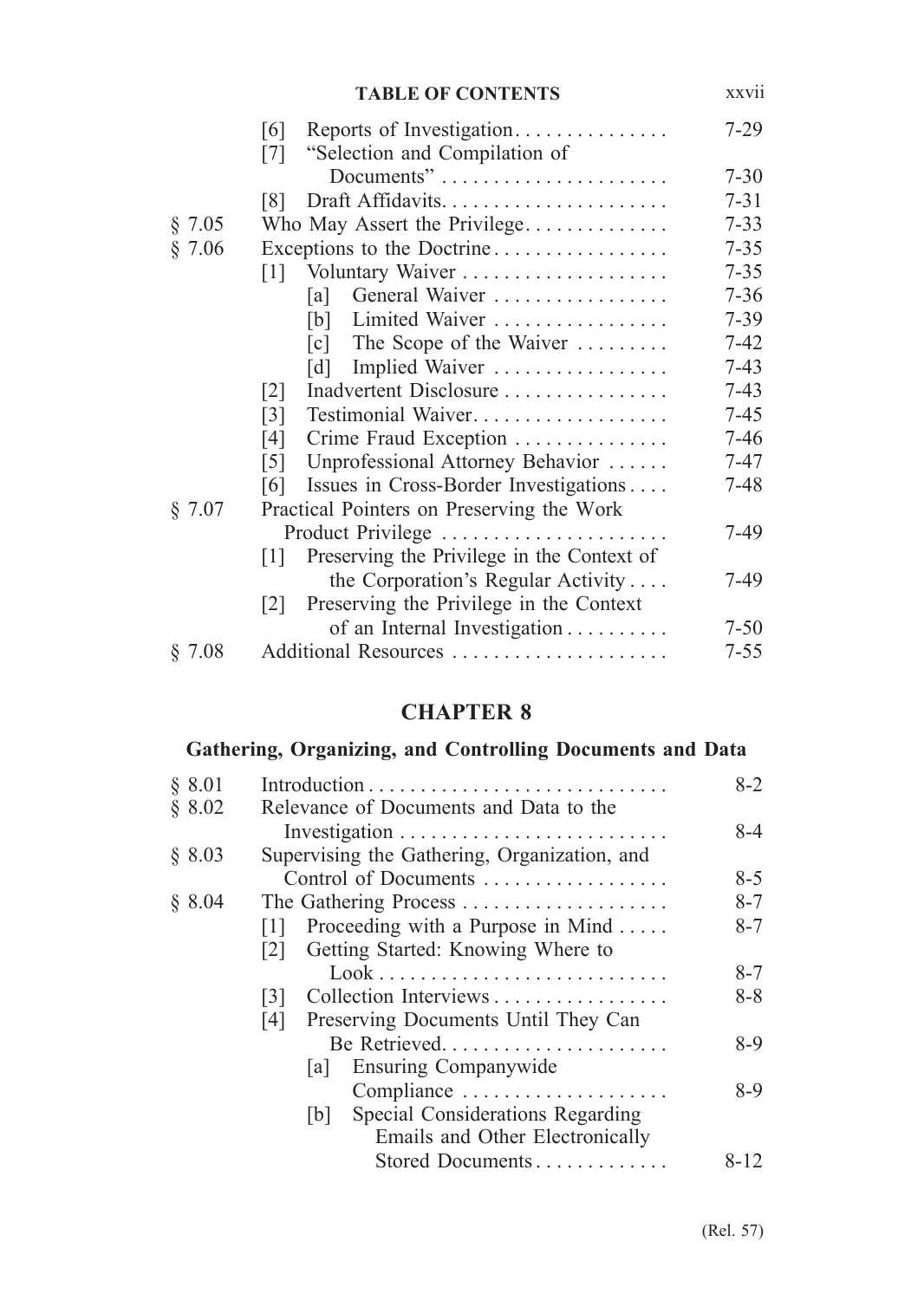| | | |
|---|---|---|
| | [6] Reports of Investigation | 7-29 |
| | [7] “Selection and Compilation of Documents” | 7-30 |
| | [8] Draft Affidavits | 7-31 |
| § 7.05 | Who May Assert the Privilege | 7-33 |
| § 7.06 | Exceptions to the Doctrine | 7-35 |
| | [1] Voluntary Waiver | 7-35 |
| | [a] General Waiver | 7-36 |
| | [b] Limited Waiver | 7-39 |
| | [c] The Scope of the Waiver | 7-42 |
| | [d] Implied Waiver | 7-43 |
| | [2] Inadvertent Disclosure | 7-43 |
| | [3] Testimonial Waiver | 7-45 |
| | [4] Crime Fraud Exception | 7-46 |
| | [5] Unprofessional Attorney Behavior | 7-47 |
| | [6] Issues in Cross-Border Investigations | 7-48 |
| § 7.07 | Practical Pointers on Preserving the Work Product Privilege | 7-49 |
| | [1] Preserving the Privilege in the Context of the Corporation’s Regular Activity | 7-49 |
| | [2] Preserving the Privilege in the Context of an Internal Investigation | 7-50 |
| § 7.08 | Additional Resources | 7-55 |

## CHAPTER 8

### Gathering, Organizing, and Controlling Documents and Data

| | | |
|---|---|---|
| § 8.01 | Introduction | 8-2 |
| § 8.02 | Relevance of Documents and Data to the Investigation | 8-4 |
| § 8.03 | Supervising the Gathering, Organization, and Control of Documents | 8-5 |
| § 8.04 | The Gathering Process | 8-7 |
| | [1] Proceeding with a Purpose in Mind | 8-7 |
| | [2] Getting Started: Knowing Where to Look | 8-7 |
| | [3] Collection Interviews | 8-8 |
| | [4] Preserving Documents Until They Can Be Retrieved | 8-9 |
| | [a] Ensuring Companywide Compliance | 8-9 |
| | [b] Special Considerations Regarding Emails and Other Electronically Stored Documents | 8-12 |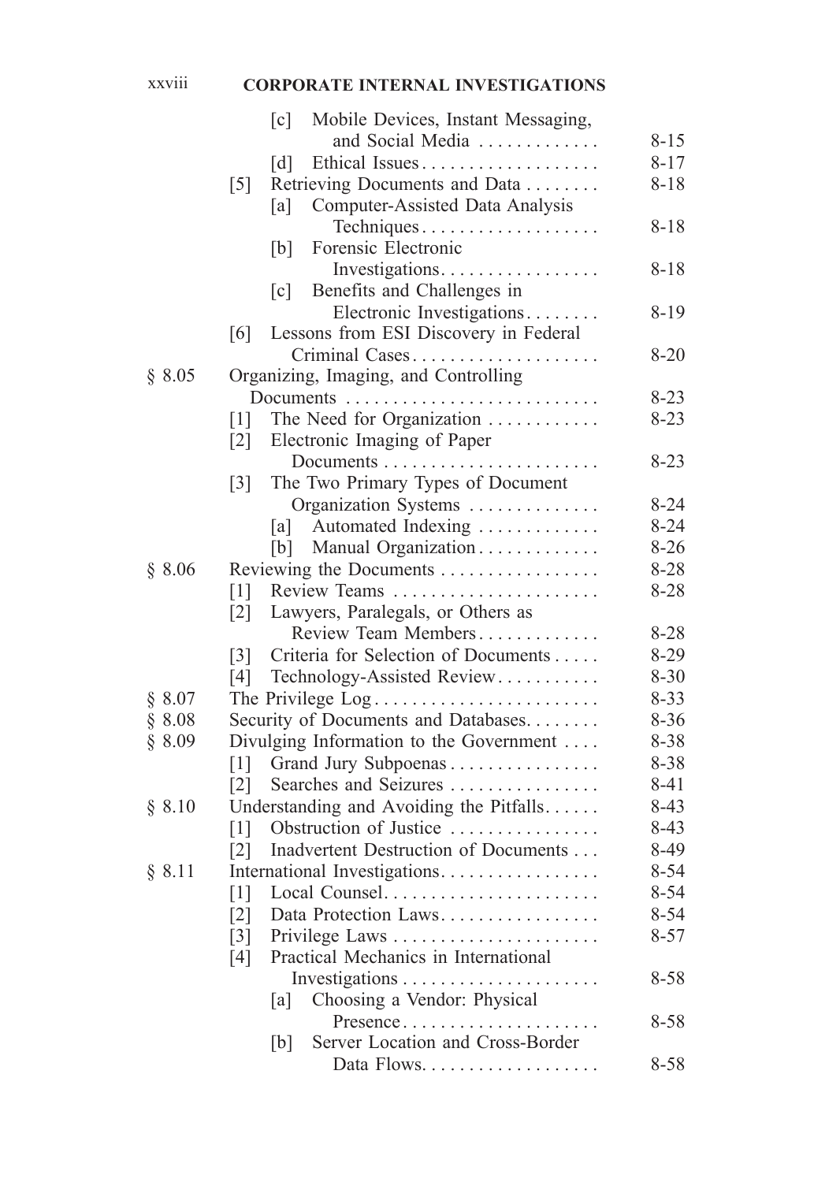| | | |
|---|---|---|
| | [c] Mobile Devices, Instant Messaging, and Social Media | 8-15 |
| | [d] Ethical Issues | 8-17 |
| | [5] Retrieving Documents and Data | 8-18 |
| | [a] Computer-Assisted Data Analysis Techniques | 8-18 |
| | [b] Forensic Electronic Investigations | 8-18 |
| | [c] Benefits and Challenges in Electronic Investigations | 8-19 |
| | [6] Lessons from ESI Discovery in Federal Criminal Cases | 8-20 |
| § 8.05 | Organizing, Imaging, and Controlling Documents | 8-23 |
| | [1] The Need for Organization | 8-23 |
| | [2] Electronic Imaging of Paper Documents | 8-23 |
| | [3] The Two Primary Types of Document Organization Systems | 8-24 |
| | [a] Automated Indexing | 8-24 |
| | [b] Manual Organization | 8-26 |
| § 8.06 | Reviewing the Documents | 8-28 |
| | [1] Review Teams | 8-28 |
| | [2] Lawyers, Paralegals, or Others as Review Team Members | 8-28 |
| | [3] Criteria for Selection of Documents | 8-29 |
| | [4] Technology-Assisted Review | 8-30 |
| § 8.07 | The Privilege Log | 8-33 |
| § 8.08 | Security of Documents and Databases | 8-36 |
| § 8.09 | Divulging Information to the Government | 8-38 |
| | [1] Grand Jury Subpoenas | 8-38 |
| | [2] Searches and Seizures | 8-41 |
| § 8.10 | Understanding and Avoiding the Pitfalls | 8-43 |
| | [1] Obstruction of Justice | 8-43 |
| | [2] Inadvertent Destruction of Documents | 8-49 |
| § 8.11 | International Investigations | 8-54 |
| | [1] Local Counsel | 8-54 |
| | [2] Data Protection Laws | 8-54 |
| | [3] Privilege Laws | 8-57 |
| | [4] Practical Mechanics in International Investigations | 8-58 |
| | [a] Choosing a Vendor: Physical Presence | 8-58 |
| | [b] Server Location and Cross-Border Data Flows | 8-58 |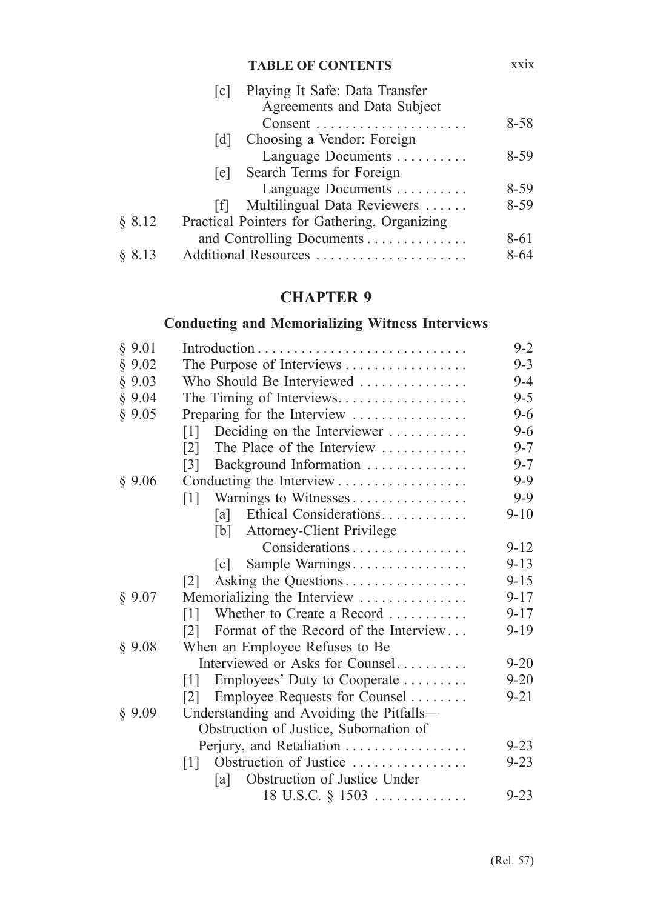| | | |
|---|---|---|
| | [c] Playing It Safe: Data Transfer Agreements and Data Subject Consent | 8-58 |
| | [d] Choosing a Vendor: Foreign Language Documents | 8-59 |
| | [e] Search Terms for Foreign Language Documents | 8-59 |
| | [f] Multilingual Data Reviewers | 8-59 |
| § 8.12 | Practical Pointers for Gathering, Organizing and Controlling Documents | 8-61 |
| § 8.13 | Additional Resources | 8-64 |

## CHAPTER 9

### Conducting and Memorializing Witness Interviews

| | | |
|---|---|---|
| § 9.01 | Introduction | 9-2 |
| § 9.02 | The Purpose of Interviews | 9-3 |
| § 9.03 | Who Should Be Interviewed | 9-4 |
| § 9.04 | The Timing of Interviews | 9-5 |
| § 9.05 | Preparing for the Interview | 9-6 |
| | [1] Deciding on the Interviewer | 9-6 |
| | [2] The Place of the Interview | 9-7 |
| | [3] Background Information | 9-7 |
| § 9.06 | Conducting the Interview | 9-9 |
| | [1] Warnings to Witnesses | 9-9 |
| | [a] Ethical Considerations | 9-10 |
| | [b] Attorney-Client Privilege Considerations | 9-12 |
| | [c] Sample Warnings | 9-13 |
| | [2] Asking the Questions | 9-15 |
| § 9.07 | Memorializing the Interview | 9-17 |
| | [1] Whether to Create a Record | 9-17 |
| | [2] Format of the Record of the Interview | 9-19 |
| § 9.08 | When an Employee Refuses to Be Interviewed or Asks for Counsel | 9-20 |
| | [1] Employees' Duty to Cooperate | 9-20 |
| | [2] Employee Requests for Counsel | 9-21 |
| § 9.09 | Understanding and Avoiding the Pitfalls—Obstruction of Justice, Subornation of Perjury, and Retaliation | 9-23 |
| | [1] Obstruction of Justice | 9-23 |
| | [a] Obstruction of Justice Under 18 U.S.C. § 1503 | 9-23 |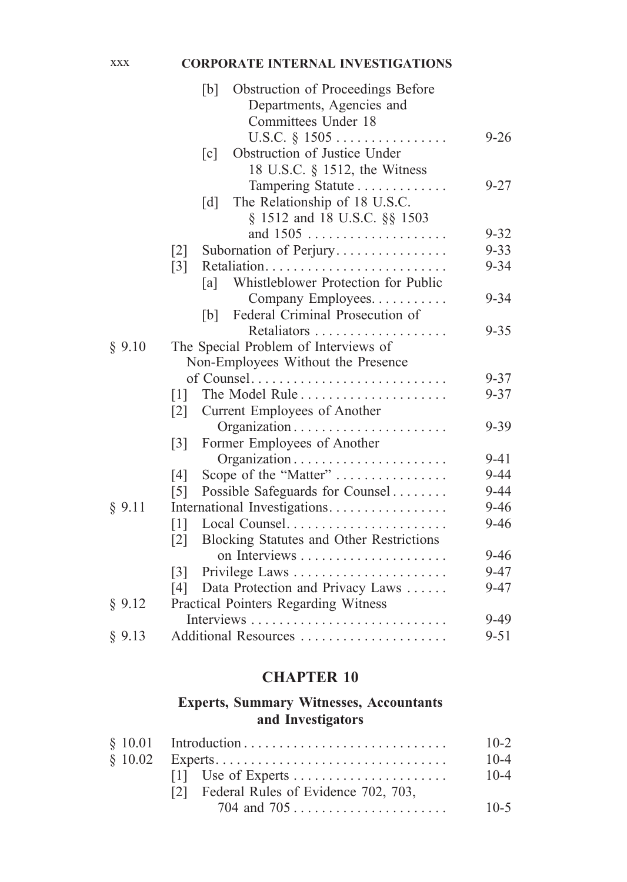[b] Obstruction of Proceedings Before Departments, Agencies and Committees Under 18 U.S.C. § 1505 . . . . . . . . . . . . . . . . 9-26

[c] Obstruction of Justice Under 18 U.S.C. § 1512, the Witness Tampering Statute . . . . . . . . . . . . . 9-27

[d] The Relationship of 18 U.S.C. § 1512 and 18 U.S.C. §§ 1503 and 1505 . . . . . . . . . . . . . . . . . . . . 9-32

[2] Subornation of Perjury. . . . . . . . . . . . . . . . 9-33

[3] Retaliation. . . . . . . . . . . . . . . . . . . . . . . . . . 9-34

[a] Whistleblower Protection for Public Company Employees. . . . . . . . . . . 9-34

[b] Federal Criminal Prosecution of Retaliators . . . . . . . . . . . . . . . . . . . 9-35

§ 9.10 The Special Problem of Interviews of Non-Employees Without the Presence of Counsel. . . . . . . . . . . . . . . . . . . . . . . . . . . . 9-37

[1] The Model Rule . . . . . . . . . . . . . . . . . . . . . 9-37

[2] Current Employees of Another Organization . . . . . . . . . . . . . . . . . . . . . . 9-39

[3] Former Employees of Another Organization . . . . . . . . . . . . . . . . . . . . . . 9-41

[4] Scope of the "Matter" . . . . . . . . . . . . . . . . 9-44

[5] Possible Safeguards for Counsel . . . . . . . . 9-44

§ 9.11 International Investigations. . . . . . . . . . . . . . . . . 9-46

[1] Local Counsel. . . . . . . . . . . . . . . . . . . . . . . 9-46

[2] Blocking Statutes and Other Restrictions on Interviews . . . . . . . . . . . . . . . . . . . . . 9-46

[3] Privilege Laws . . . . . . . . . . . . . . . . . . . . . . 9-47

[4] Data Protection and Privacy Laws . . . . . . 9-47

§ 9.12 Practical Pointers Regarding Witness Interviews . . . . . . . . . . . . . . . . . . . . . . . . . . . . 9-49

§ 9.13 Additional Resources . . . . . . . . . . . . . . . . . . . . . 9-51

# CHAPTER 10

## Experts, Summary Witnesses, Accountants and Investigators

§ 10.01 Introduction . . . . . . . . . . . . . . . . . . . . . . . . . . . . 10-2

§ 10.02 Experts. . . . . . . . . . . . . . . . . . . . . . . . . . . . . . . . 10-4

[1] Use of Experts . . . . . . . . . . . . . . . . . . . . . . 10-4

[2] Federal Rules of Evidence 702, 703, 704 and 705 . . . . . . . . . . . . . . . . . . . . . . 10-5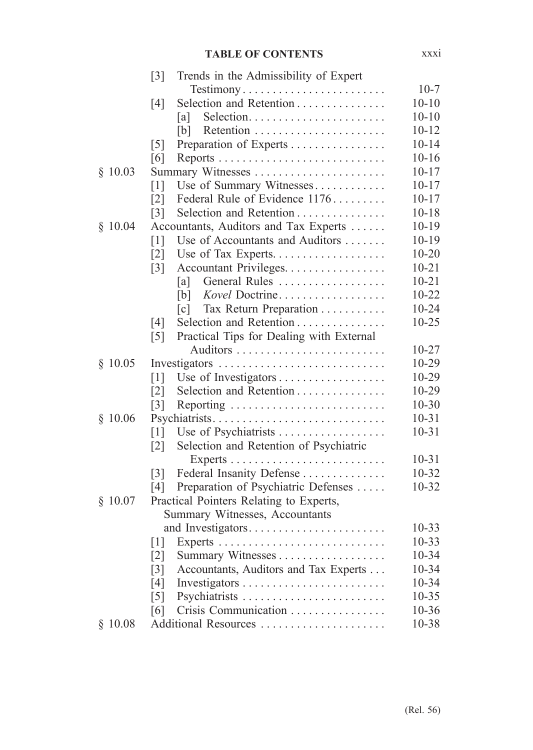| | | |
|---|---|---|
| | [3] Trends in the Admissibility of Expert Testimony | 10-7 |
| | [4] Selection and Retention | 10-10 |
| | [a] Selection | 10-10 |
| | [b] Retention | 10-12 |
| | [5] Preparation of Experts | 10-14 |
| | [6] Reports | 10-16 |
| § 10.03 | Summary Witnesses | 10-17 |
| | [1] Use of Summary Witnesses | 10-17 |
| | [2] Federal Rule of Evidence 1176 | 10-17 |
| | [3] Selection and Retention | 10-18 |
| § 10.04 | Accountants, Auditors and Tax Experts | 10-19 |
| | [1] Use of Accountants and Auditors | 10-19 |
| | [2] Use of Tax Experts | 10-20 |
| | [3] Accountant Privileges | 10-21 |
| | [a] General Rules | 10-21 |
| | [b] *Kovel* Doctrine | 10-22 |
| | [c] Tax Return Preparation | 10-24 |
| | [4] Selection and Retention | 10-25 |
| | [5] Practical Tips for Dealing with External Auditors | 10-27 |
| § 10.05 | Investigators | 10-29 |
| | [1] Use of Investigators | 10-29 |
| | [2] Selection and Retention | 10-29 |
| | [3] Reporting | 10-30 |
| § 10.06 | Psychiatrists | 10-31 |
| | [1] Use of Psychiatrists | 10-31 |
| | [2] Selection and Retention of Psychiatric Experts | 10-31 |
| | [3] Federal Insanity Defense | 10-32 |
| | [4] Preparation of Psychiatric Defenses | 10-32 |
| § 10.07 | Practical Pointers Relating to Experts, Summary Witnesses, Accountants and Investigators | 10-33 |
| | [1] Experts | 10-33 |
| | [2] Summary Witnesses | 10-34 |
| | [3] Accountants, Auditors and Tax Experts | 10-34 |
| | [4] Investigators | 10-34 |
| | [5] Psychiatrists | 10-35 |
| | [6] Crisis Communication | 10-36 |
| § 10.08 | Additional Resources | 10-38 |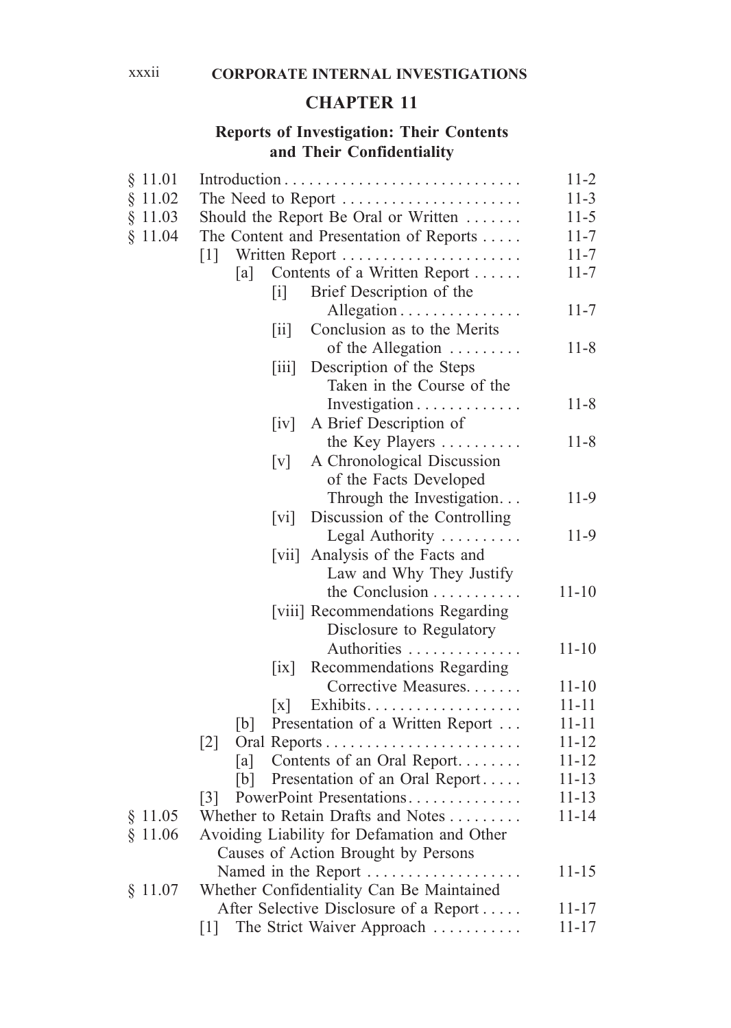## CHAPTER 11

### Reports of Investigation: Their Contents and Their Confidentiality

| | | |
|---|---|---|
| § 11.01 | Introduction | 11-2 |
| § 11.02 | The Need to Report | 11-3 |
| § 11.03 | Should the Report Be Oral or Written | 11-5 |
| § 11.04 | The Content and Presentation of Reports | 11-7 |
| | [1] Written Report | 11-7 |
| | [a] Contents of a Written Report | 11-7 |
| | [i] Brief Description of the Allegation | 11-7 |
| | [ii] Conclusion as to the Merits of the Allegation | 11-8 |
| | [iii] Description of the Steps Taken in the Course of the Investigation | 11-8 |
| | [iv] A Brief Description of the Key Players | 11-8 |
| | [v] A Chronological Discussion of the Facts Developed Through the Investigation | 11-9 |
| | [vi] Discussion of the Controlling Legal Authority | 11-9 |
| | [vii] Analysis of the Facts and Law and Why They Justify the Conclusion | 11-10 |
| | [viii] Recommendations Regarding Disclosure to Regulatory Authorities | 11-10 |
| | [ix] Recommendations Regarding Corrective Measures | 11-10 |
| | [x] Exhibits | 11-11 |
| | [b] Presentation of a Written Report | 11-11 |
| | [2] Oral Reports | 11-12 |
| | [a] Contents of an Oral Report | 11-12 |
| | [b] Presentation of an Oral Report | 11-13 |
| | [3] PowerPoint Presentations | 11-13 |
| § 11.05 | Whether to Retain Drafts and Notes | 11-14 |
| § 11.06 | Avoiding Liability for Defamation and Other Causes of Action Brought by Persons Named in the Report | 11-15 |
| § 11.07 | Whether Confidentiality Can Be Maintained After Selective Disclosure of a Report | 11-17 |
| | [1] The Strict Waiver Approach | 11-17 |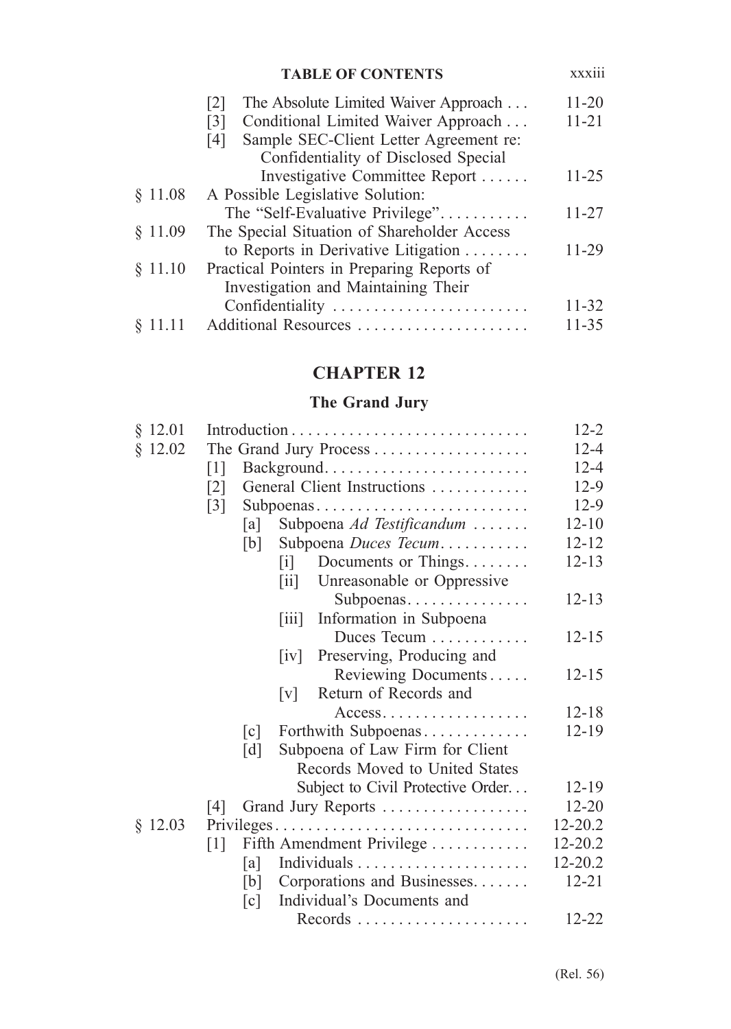| | | |
|---|---|---|
| | [2] The Absolute Limited Waiver Approach . . . | 11-20 |
| | [3] Conditional Limited Waiver Approach . . . | 11-21 |
| | [4] Sample SEC-Client Letter Agreement re: Confidentiality of Disclosed Special Investigative Committee Report . . . . . . | 11-25 |
| § 11.08 | A Possible Legislative Solution: The "Self-Evaluative Privilege" . . . . . . . . . . . | 11-27 |
| § 11.09 | The Special Situation of Shareholder Access to Reports in Derivative Litigation . . . . . . . . | 11-29 |
| § 11.10 | Practical Pointers in Preparing Reports of Investigation and Maintaining Their Confidentiality . . . . . . . . . . . . . . . . . . . . . . . . | 11-32 |
| § 11.11 | Additional Resources . . . . . . . . . . . . . . . . . . . . . | 11-35 |

## CHAPTER 12

### The Grand Jury

| | | |
|---|---|---|
| § 12.01 | Introduction . . . . . . . . . . . . . . . . . . . . . . . . . . . . . | 12-2 |
| § 12.02 | The Grand Jury Process . . . . . . . . . . . . . . . . . . . | 12-4 |
| | [1] Background . . . . . . . . . . . . . . . . . . . . . . . . . | 12-4 |
| | [2] General Client Instructions . . . . . . . . . . . . | 12-9 |
| | [3] Subpoenas . . . . . . . . . . . . . . . . . . . . . . . . . . | 12-9 |
| | [a] Subpoena *Ad Testificandum* . . . . . . . | 12-10 |
| | [b] Subpoena *Duces Tecum* . . . . . . . . . . . | 12-12 |
| | [i] Documents or Things . . . . . . . . | 12-13 |
| | [ii] Unreasonable or Oppressive Subpoenas . . . . . . . . . . . . . . . | 12-13 |
| | [iii] Information in Subpoena Duces Tecum . . . . . . . . . . . . | 12-15 |
| | [iv] Preserving, Producing and Reviewing Documents . . . . . | 12-15 |
| | [v] Return of Records and Access . . . . . . . . . . . . . . . . . . | 12-18 |
| | [c] Forthwith Subpoenas . . . . . . . . . . . . . | 12-19 |
| | [d] Subpoena of Law Firm for Client Records Moved to United States Subject to Civil Protective Order . . . | 12-19 |
| | [4] Grand Jury Reports . . . . . . . . . . . . . . . . . . | 12-20 |
| § 12.03 | Privileges . . . . . . . . . . . . . . . . . . . . . . . . . . . . . . . | 12-20.2 |
| | [1] Fifth Amendment Privilege . . . . . . . . . . . . | 12-20.2 |
| | [a] Individuals . . . . . . . . . . . . . . . . . . . . . | 12-20.2 |
| | [b] Corporations and Businesses . . . . . . . | 12-21 |
| | [c] Individual's Documents and Records . . . . . . . . . . . . . . . . . . . . . | 12-22 |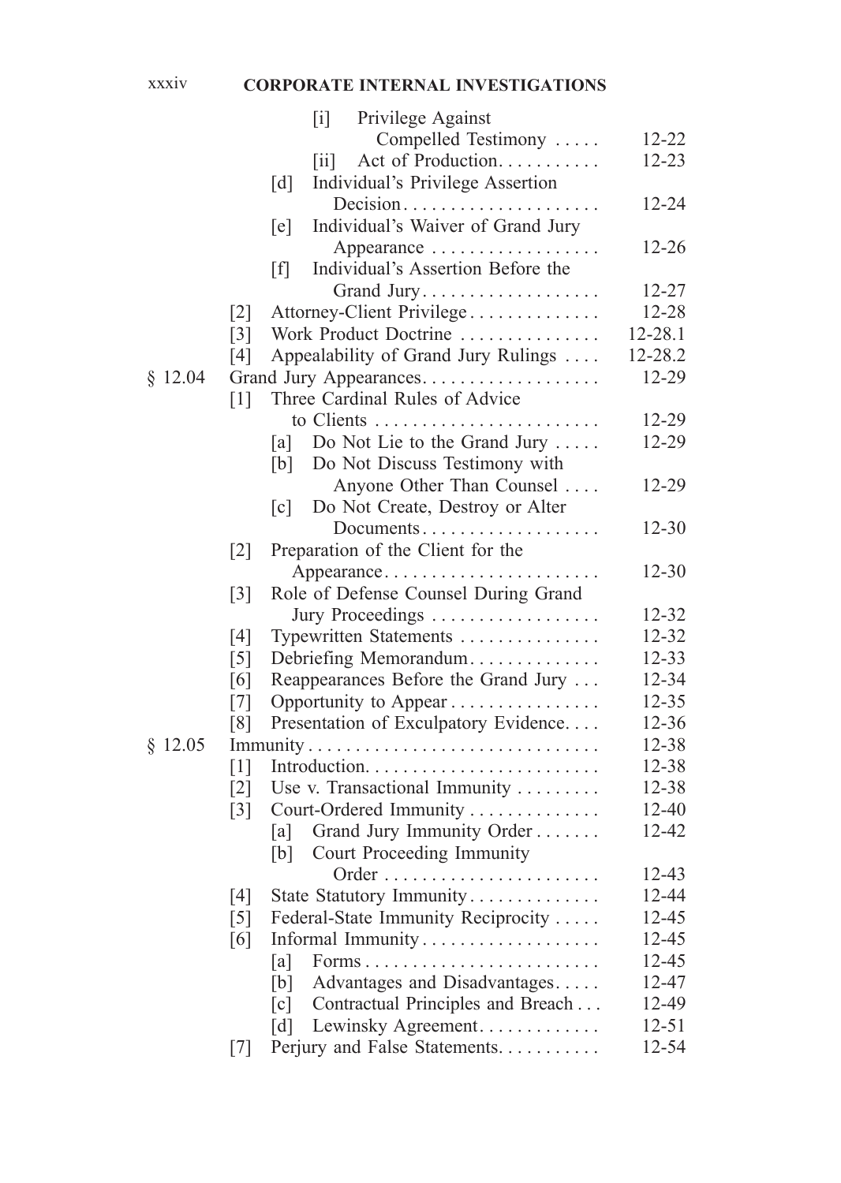| | | |
|---|---|---|
| | [i] Privilege Against Compelled Testimony | 12-22 |
| | [ii] Act of Production | 12-23 |
| | [d] Individual's Privilege Assertion Decision | 12-24 |
| | [e] Individual's Waiver of Grand Jury Appearance | 12-26 |
| | [f] Individual's Assertion Before the Grand Jury | 12-27 |
| | [2] Attorney-Client Privilege | 12-28 |
| | [3] Work Product Doctrine | 12-28.1 |
| | [4] Appealability of Grand Jury Rulings | 12-28.2 |
| § 12.04 | Grand Jury Appearances | 12-29 |
| | [1] Three Cardinal Rules of Advice to Clients | 12-29 |
| | [a] Do Not Lie to the Grand Jury | 12-29 |
| | [b] Do Not Discuss Testimony with Anyone Other Than Counsel | 12-29 |
| | [c] Do Not Create, Destroy or Alter Documents | 12-30 |
| | [2] Preparation of the Client for the Appearance | 12-30 |
| | [3] Role of Defense Counsel During Grand Jury Proceedings | 12-32 |
| | [4] Typewritten Statements | 12-32 |
| | [5] Debriefing Memorandum | 12-33 |
| | [6] Reappearances Before the Grand Jury | 12-34 |
| | [7] Opportunity to Appear | 12-35 |
| | [8] Presentation of Exculpatory Evidence | 12-36 |
| § 12.05 | Immunity | 12-38 |
| | [1] Introduction | 12-38 |
| | [2] Use v. Transactional Immunity | 12-38 |
| | [3] Court-Ordered Immunity | 12-40 |
| | [a] Grand Jury Immunity Order | 12-42 |
| | [b] Court Proceeding Immunity Order | 12-43 |
| | [4] State Statutory Immunity | 12-44 |
| | [5] Federal-State Immunity Reciprocity | 12-45 |
| | [6] Informal Immunity | 12-45 |
| | [a] Forms | 12-45 |
| | [b] Advantages and Disadvantages | 12-47 |
| | [c] Contractual Principles and Breach | 12-49 |
| | [d] Lewinsky Agreement | 12-51 |
| | [7] Perjury and False Statements | 12-54 |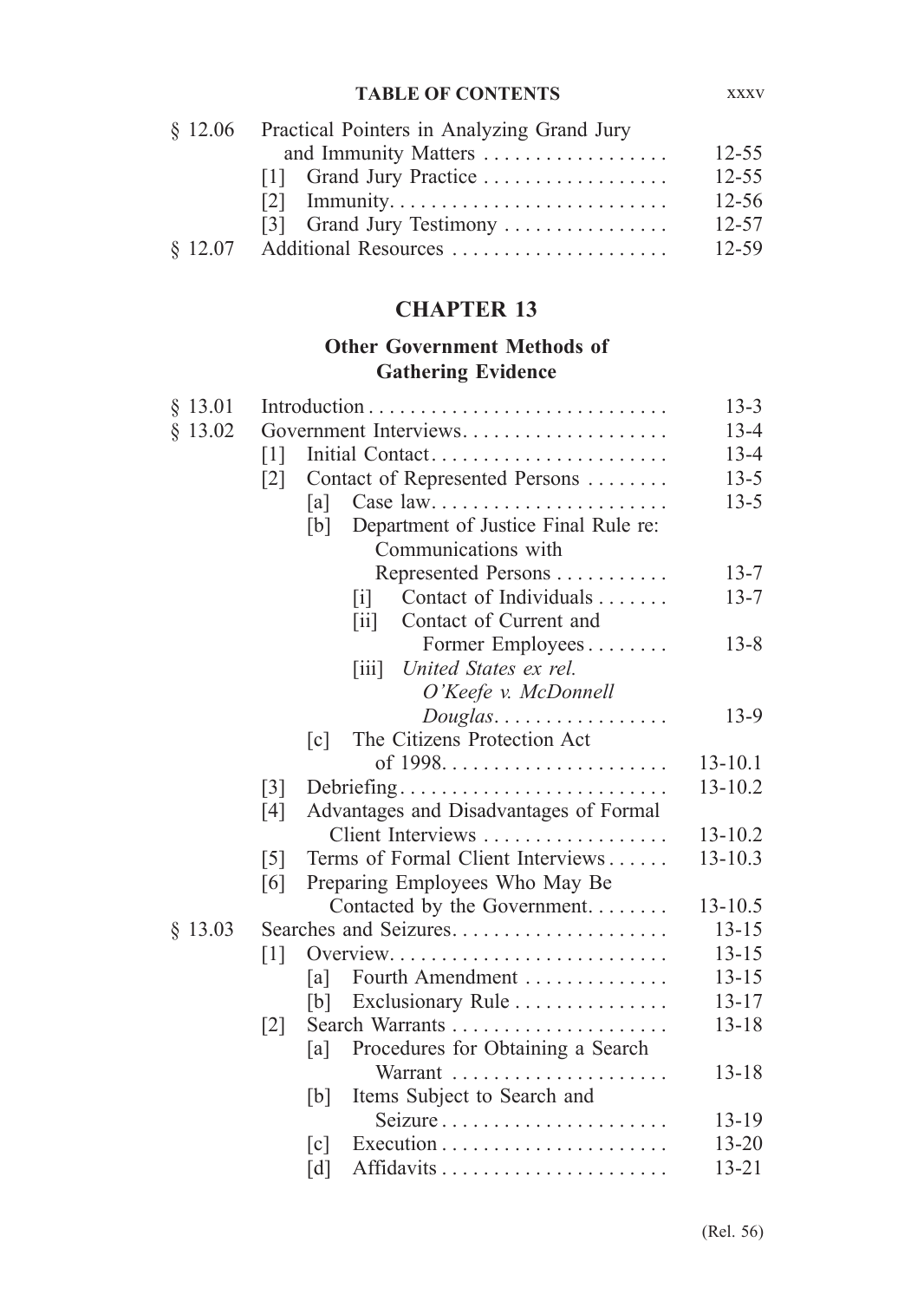| | | |
|---|---|---|
| § 12.06 | Practical Pointers in Analyzing Grand Jury and Immunity Matters | 12-55 |
| | [1] Grand Jury Practice | 12-55 |
| | [2] Immunity | 12-56 |
| | [3] Grand Jury Testimony | 12-57 |
| § 12.07 | Additional Resources | 12-59 |

## CHAPTER 13

### Other Government Methods of Gathering Evidence

| | | |
|---|---|---|
| § 13.01 | Introduction | 13-3 |
| § 13.02 | Government Interviews | 13-4 |
| | [1] Initial Contact | 13-4 |
| | [2] Contact of Represented Persons | 13-5 |
| | [a] Case law | 13-5 |
| | [b] Department of Justice Final Rule re: Communications with Represented Persons | 13-7 |
| | [i] Contact of Individuals | 13-7 |
| | [ii] Contact of Current and Former Employees | 13-8 |
| | [iii] *United States ex rel. O'Keefe v. McDonnell Douglas* | 13-9 |
| | [c] The Citizens Protection Act of 1998 | 13-10.1 |
| | [3] Debriefing | 13-10.2 |
| | [4] Advantages and Disadvantages of Formal Client Interviews | 13-10.2 |
| | [5] Terms of Formal Client Interviews | 13-10.3 |
| | [6] Preparing Employees Who May Be Contacted by the Government | 13-10.5 |
| § 13.03 | Searches and Seizures | 13-15 |
| | [1] Overview | 13-15 |
| | [a] Fourth Amendment | 13-15 |
| | [b] Exclusionary Rule | 13-17 |
| | [2] Search Warrants | 13-18 |
| | [a] Procedures for Obtaining a Search Warrant | 13-18 |
| | [b] Items Subject to Search and Seizure | 13-19 |
| | [c] Execution | 13-20 |
| | [d] Affidavits | 13-21 |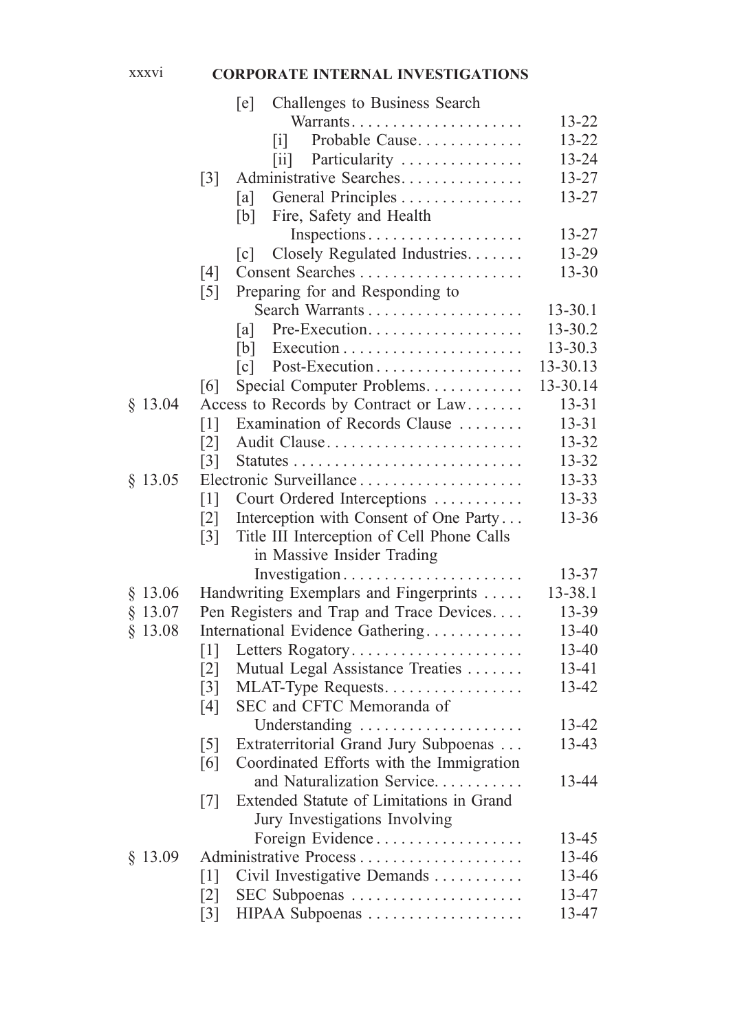| | | |
|---|---|---|
| | [e] Challenges to Business Search Warrants | 13-22 |
| | [i] Probable Cause | 13-22 |
| | [ii] Particularity | 13-24 |
| | [3] Administrative Searches | 13-27 |
| | [a] General Principles | 13-27 |
| | [b] Fire, Safety and Health Inspections | 13-27 |
| | [c] Closely Regulated Industries | 13-29 |
| | [4] Consent Searches | 13-30 |
| | [5] Preparing for and Responding to Search Warrants | 13-30.1 |
| | [a] Pre-Execution | 13-30.2 |
| | [b] Execution | 13-30.3 |
| | [c] Post-Execution | 13-30.13 |
| | [6] Special Computer Problems | 13-30.14 |
| § 13.04 | Access to Records by Contract or Law | 13-31 |
| | [1] Examination of Records Clause | 13-31 |
| | [2] Audit Clause | 13-32 |
| | [3] Statutes | 13-32 |
| § 13.05 | Electronic Surveillance | 13-33 |
| | [1] Court Ordered Interceptions | 13-33 |
| | [2] Interception with Consent of One Party | 13-36 |
| | [3] Title III Interception of Cell Phone Calls in Massive Insider Trading Investigation | 13-37 |
| § 13.06 | Handwriting Exemplars and Fingerprints | 13-38.1 |
| § 13.07 | Pen Registers and Trap and Trace Devices | 13-39 |
| § 13.08 | International Evidence Gathering | 13-40 |
| | [1] Letters Rogatory | 13-40 |
| | [2] Mutual Legal Assistance Treaties | 13-41 |
| | [3] MLAT-Type Requests | 13-42 |
| | [4] SEC and CFTC Memoranda of Understanding | 13-42 |
| | [5] Extraterritorial Grand Jury Subpoenas | 13-43 |
| | [6] Coordinated Efforts with the Immigration and Naturalization Service | 13-44 |
| | [7] Extended Statute of Limitations in Grand Jury Investigations Involving Foreign Evidence | 13-45 |
| § 13.09 | Administrative Process | 13-46 |
| | [1] Civil Investigative Demands | 13-46 |
| | [2] SEC Subpoenas | 13-47 |
| | [3] HIPAA Subpoenas | 13-47 |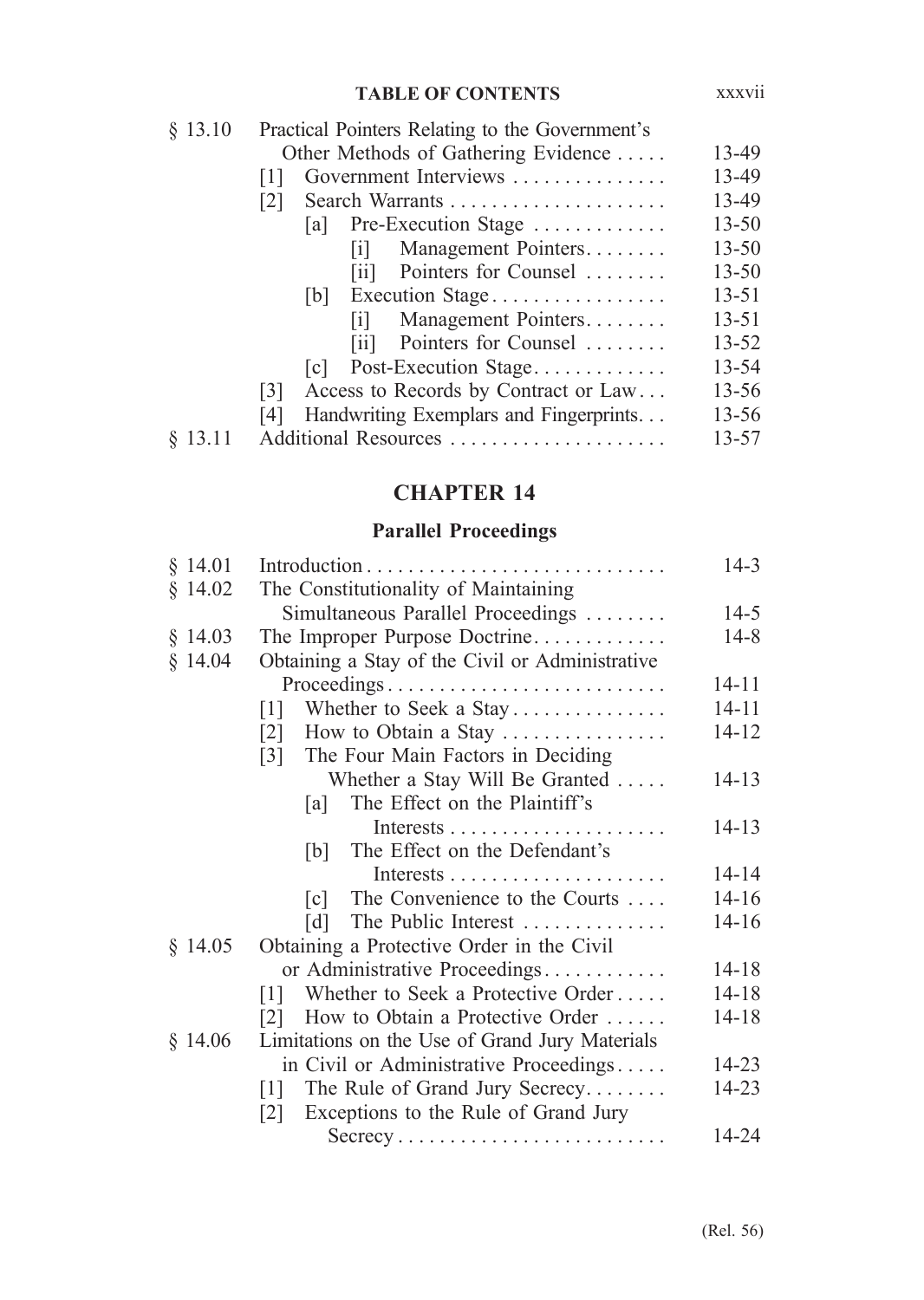| | | |
|---|---|---|
| § 13.10 | Practical Pointers Relating to the Government's Other Methods of Gathering Evidence | 13-49 |
| | [1] Government Interviews | 13-49 |
| | [2] Search Warrants | 13-49 |
| | [a] Pre-Execution Stage | 13-50 |
| | [i] Management Pointers | 13-50 |
| | [ii] Pointers for Counsel | 13-50 |
| | [b] Execution Stage | 13-51 |
| | [i] Management Pointers | 13-51 |
| | [ii] Pointers for Counsel | 13-52 |
| | [c] Post-Execution Stage | 13-54 |
| | [3] Access to Records by Contract or Law | 13-56 |
| | [4] Handwriting Exemplars and Fingerprints | 13-56 |
| § 13.11 | Additional Resources | 13-57 |

## CHAPTER 14

### Parallel Proceedings

| | | |
|---|---|---|
| § 14.01 | Introduction | 14-3 |
| § 14.02 | The Constitutionality of Maintaining Simultaneous Parallel Proceedings | 14-5 |
| § 14.03 | The Improper Purpose Doctrine | 14-8 |
| § 14.04 | Obtaining a Stay of the Civil or Administrative Proceedings | 14-11 |
| | [1] Whether to Seek a Stay | 14-11 |
| | [2] How to Obtain a Stay | 14-12 |
| | [3] The Four Main Factors in Deciding Whether a Stay Will Be Granted | 14-13 |
| | [a] The Effect on the Plaintiff's Interests | 14-13 |
| | [b] The Effect on the Defendant's Interests | 14-14 |
| | [c] The Convenience to the Courts | 14-16 |
| | [d] The Public Interest | 14-16 |
| § 14.05 | Obtaining a Protective Order in the Civil or Administrative Proceedings | 14-18 |
| | [1] Whether to Seek a Protective Order | 14-18 |
| | [2] How to Obtain a Protective Order | 14-18 |
| § 14.06 | Limitations on the Use of Grand Jury Materials in Civil or Administrative Proceedings | 14-23 |
| | [1] The Rule of Grand Jury Secrecy | 14-23 |
| | [2] Exceptions to the Rule of Grand Jury Secrecy | 14-24 |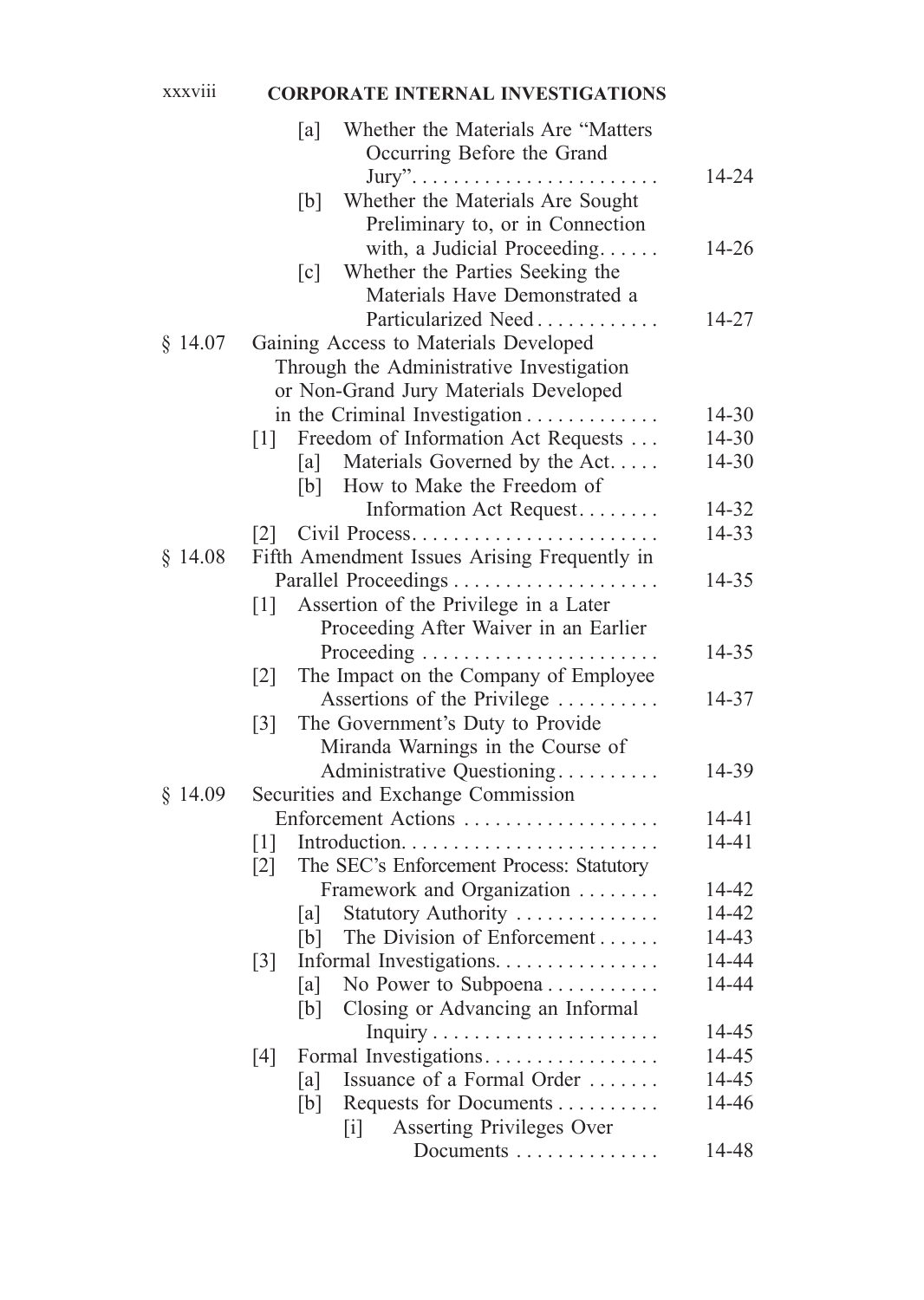[a] Whether the Materials Are "Matters Occurring Before the Grand Jury" . . . . 14-24

[b] Whether the Materials Are Sought Preliminary to, or in Connection with, a Judicial Proceeding . . . . 14-26

[c] Whether the Parties Seeking the Materials Have Demonstrated a Particularized Need . . . . 14-27

§ 14.07 Gaining Access to Materials Developed Through the Administrative Investigation or Non-Grand Jury Materials Developed in the Criminal Investigation . . . . 14-30

[1] Freedom of Information Act Requests . . . 14-30

[a] Materials Governed by the Act . . . . 14-30

[b] How to Make the Freedom of Information Act Request . . . . 14-32

[2] Civil Process . . . . 14-33

§ 14.08 Fifth Amendment Issues Arising Frequently in Parallel Proceedings . . . . 14-35

[1] Assertion of the Privilege in a Later Proceeding After Waiver in an Earlier Proceeding . . . . 14-35

[2] The Impact on the Company of Employee Assertions of the Privilege . . . . 14-37

[3] The Government's Duty to Provide Miranda Warnings in the Course of Administrative Questioning . . . . 14-39

§ 14.09 Securities and Exchange Commission Enforcement Actions . . . . 14-41

[1] Introduction . . . . 14-41

[2] The SEC's Enforcement Process: Statutory Framework and Organization . . . . 14-42

[a] Statutory Authority . . . . 14-42

[b] The Division of Enforcement . . . . 14-43

[3] Informal Investigations . . . . 14-44

[a] No Power to Subpoena . . . . 14-44

[b] Closing or Advancing an Informal Inquiry . . . . 14-45

[4] Formal Investigations . . . . 14-45

[a] Issuance of a Formal Order . . . . 14-45

[b] Requests for Documents . . . . 14-46

[i] Asserting Privileges Over Documents . . . . 14-48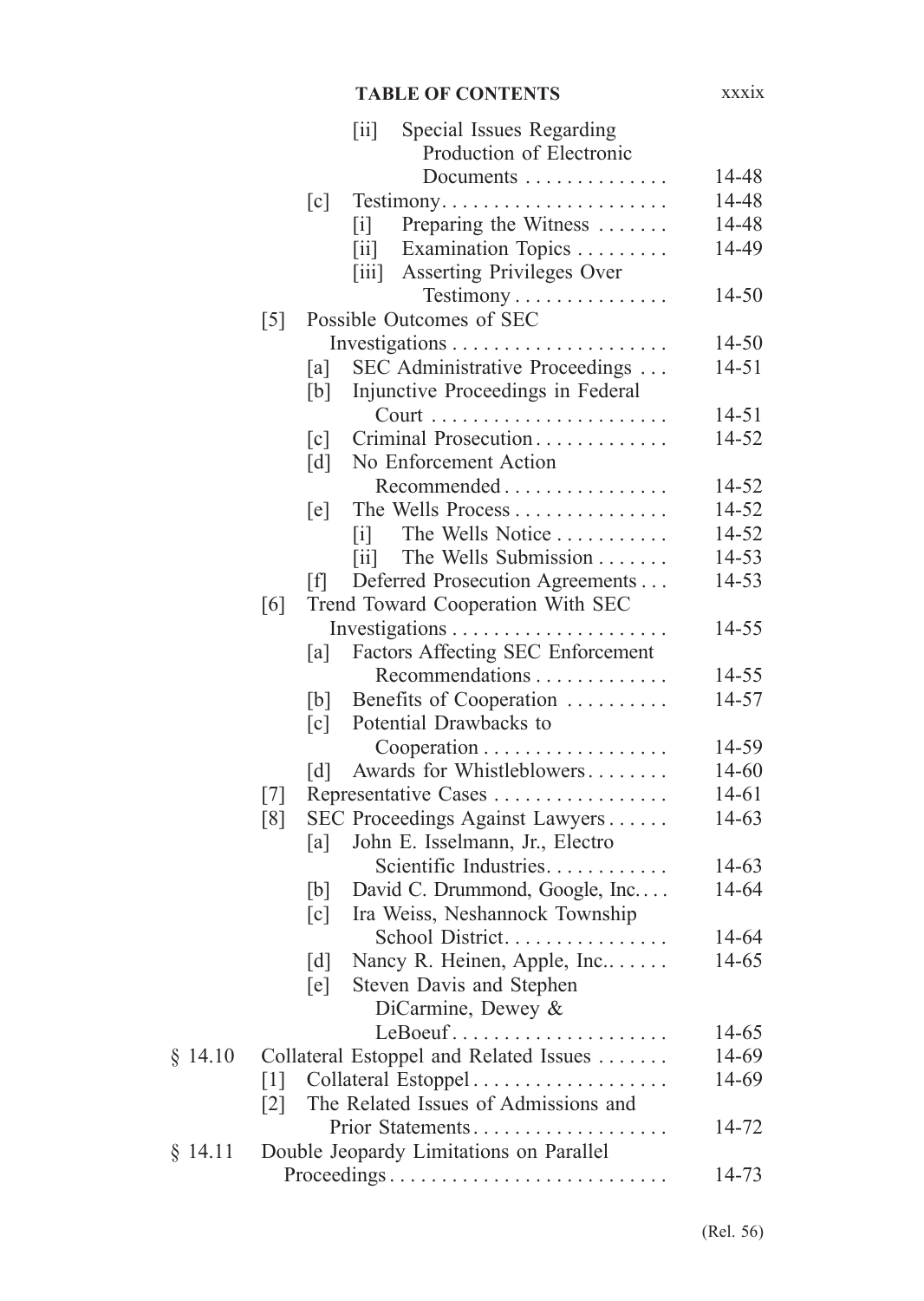| | | |
|---|---|---|
| | [ii] Special Issues Regarding Production of Electronic Documents | 14-48 |
| | [c] Testimony | 14-48 |
| | [i] Preparing the Witness | 14-48 |
| | [ii] Examination Topics | 14-49 |
| | [iii] Asserting Privileges Over Testimony | 14-50 |
| | [5] Possible Outcomes of SEC Investigations | 14-50 |
| | [a] SEC Administrative Proceedings | 14-51 |
| | [b] Injunctive Proceedings in Federal Court | 14-51 |
| | [c] Criminal Prosecution | 14-52 |
| | [d] No Enforcement Action Recommended | 14-52 |
| | [e] The Wells Process | 14-52 |
| | [i] The Wells Notice | 14-52 |
| | [ii] The Wells Submission | 14-53 |
| | [f] Deferred Prosecution Agreements | 14-53 |
| | [6] Trend Toward Cooperation With SEC Investigations | 14-55 |
| | [a] Factors Affecting SEC Enforcement Recommendations | 14-55 |
| | [b] Benefits of Cooperation | 14-57 |
| | [c] Potential Drawbacks to Cooperation | 14-59 |
| | [d] Awards for Whistleblowers | 14-60 |
| | [7] Representative Cases | 14-61 |
| | [8] SEC Proceedings Against Lawyers | 14-63 |
| | [a] John E. Isselmann, Jr., Electro Scientific Industries | 14-63 |
| | [b] David C. Drummond, Google, Inc. | 14-64 |
| | [c] Ira Weiss, Neshannock Township School District | 14-64 |
| | [d] Nancy R. Heinen, Apple, Inc. | 14-65 |
| | [e] Steven Davis and Stephen DiCarmine, Dewey & LeBoeuf | 14-65 |
| § 14.10 | Collateral Estoppel and Related Issues | 14-69 |
| | [1] Collateral Estoppel | 14-69 |
| | [2] The Related Issues of Admissions and Prior Statements | 14-72 |
| § 14.11 | Double Jeopardy Limitations on Parallel Proceedings | 14-73 |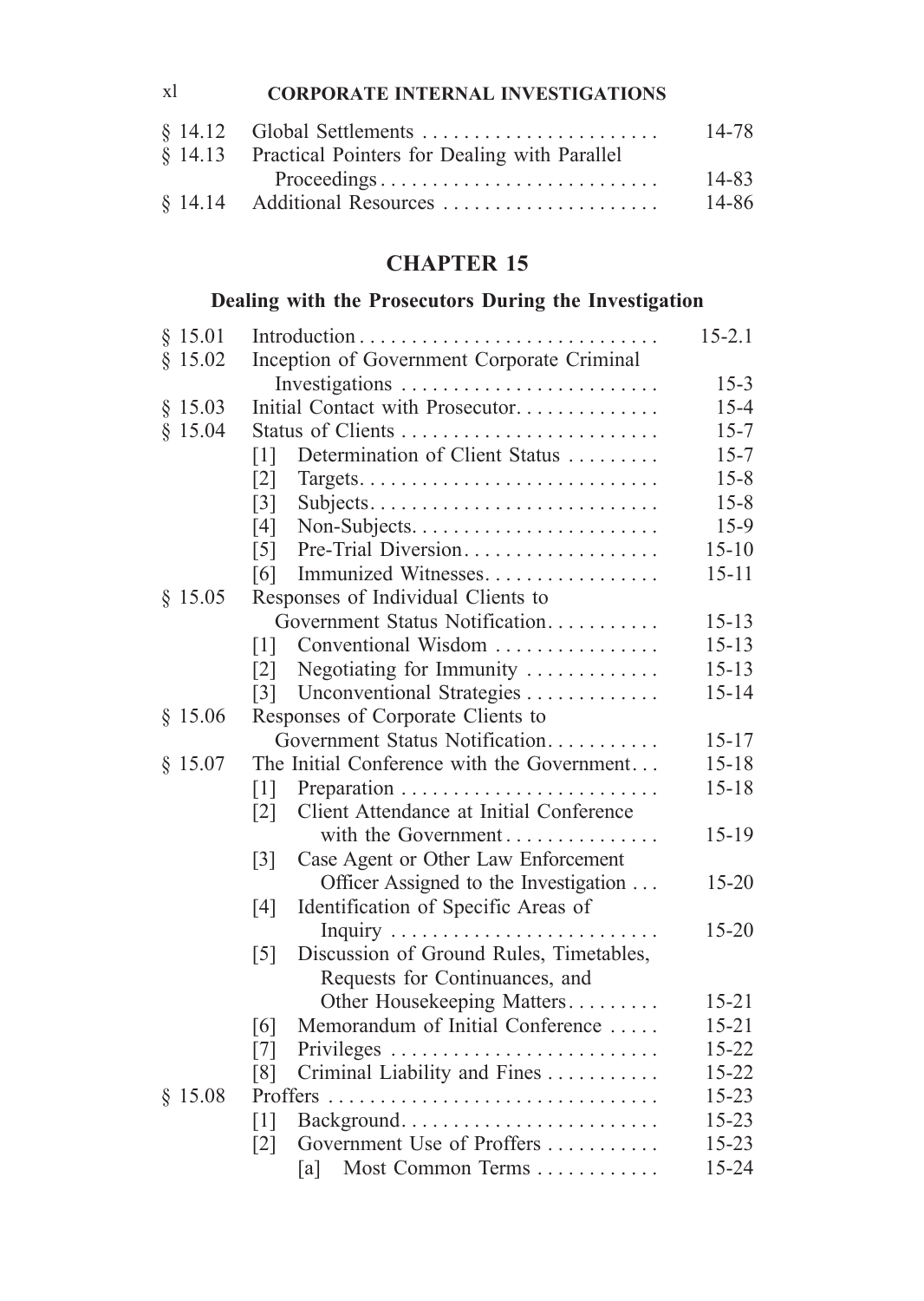| | | |
|---|---|---|
| § 14.12 | Global Settlements | 14-78 |
| § 14.13 | Practical Pointers for Dealing with Parallel Proceedings | 14-83 |
| § 14.14 | Additional Resources | 14-86 |

## CHAPTER 15

### Dealing with the Prosecutors During the Investigation

| | | |
|---|---|---|
| § 15.01 | Introduction | 15-2.1 |
| § 15.02 | Inception of Government Corporate Criminal Investigations | 15-3 |
| § 15.03 | Initial Contact with Prosecutor | 15-4 |
| § 15.04 | Status of Clients | 15-7 |
| | [1] Determination of Client Status | 15-7 |
| | [2] Targets | 15-8 |
| | [3] Subjects | 15-8 |
| | [4] Non-Subjects | 15-9 |
| | [5] Pre-Trial Diversion | 15-10 |
| | [6] Immunized Witnesses | 15-11 |
| § 15.05 | Responses of Individual Clients to Government Status Notification | 15-13 |
| | [1] Conventional Wisdom | 15-13 |
| | [2] Negotiating for Immunity | 15-13 |
| | [3] Unconventional Strategies | 15-14 |
| § 15.06 | Responses of Corporate Clients to Government Status Notification | 15-17 |
| § 15.07 | The Initial Conference with the Government | 15-18 |
| | [1] Preparation | 15-18 |
| | [2] Client Attendance at Initial Conference with the Government | 15-19 |
| | [3] Case Agent or Other Law Enforcement Officer Assigned to the Investigation | 15-20 |
| | [4] Identification of Specific Areas of Inquiry | 15-20 |
| | [5] Discussion of Ground Rules, Timetables, Requests for Continuances, and Other Housekeeping Matters | 15-21 |
| | [6] Memorandum of Initial Conference | 15-21 |
| | [7] Privileges | 15-22 |
| | [8] Criminal Liability and Fines | 15-22 |
| § 15.08 | Proffers | 15-23 |
| | [1] Background | 15-23 |
| | [2] Government Use of Proffers | 15-23 |
| | [a] Most Common Terms | 15-24 |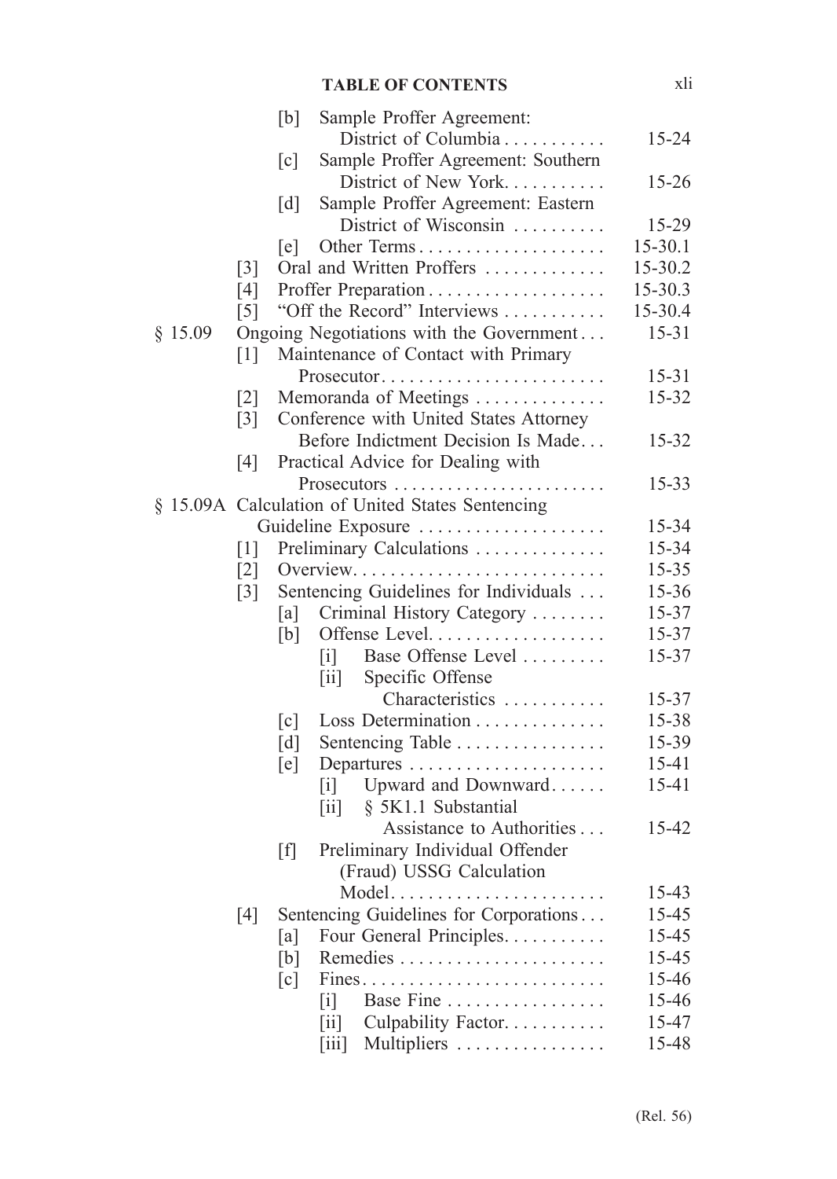| | | | | | | |
|---|---|---|---|---|---|---|
| | | [b] | Sample Proffer Agreement: District of Columbia | | | 15-24 |
| | | [c] | Sample Proffer Agreement: Southern District of New York | | | 15-26 |
| | | [d] | Sample Proffer Agreement: Eastern District of Wisconsin | | | 15-29 |
| | | [e] | Other Terms | | | 15-30.1 |
| | [3] | Oral and Written Proffers | | | | 15-30.2 |
| | [4] | Proffer Preparation | | | | 15-30.3 |
| | [5] | "Off the Record" Interviews | | | | 15-30.4 |
| § 15.09 | Ongoing Negotiations with the Government | | | | | 15-31 |
| | [1] | Maintenance of Contact with Primary Prosecutor | | | | 15-31 |
| | [2] | Memoranda of Meetings | | | | 15-32 |
| | [3] | Conference with United States Attorney Before Indictment Decision Is Made | | | | 15-32 |
| | [4] | Practical Advice for Dealing with Prosecutors | | | | 15-33 |
| § 15.09A | Calculation of United States Sentencing Guideline Exposure | | | | | 15-34 |
| | [1] | Preliminary Calculations | | | | 15-34 |
| | [2] | Overview | | | | 15-35 |
| | [3] | Sentencing Guidelines for Individuals | | | | 15-36 |
| | | [a] | Criminal History Category | | | 15-37 |
| | | [b] | Offense Level | | | 15-37 |
| | | | [i] | Base Offense Level | | 15-37 |
| | | | [ii] | Specific Offense Characteristics | | 15-37 |
| | | [c] | Loss Determination | | | 15-38 |
| | | [d] | Sentencing Table | | | 15-39 |
| | | [e] | Departures | | | 15-41 |
| | | | [i] | Upward and Downward | | 15-41 |
| | | | [ii] | § 5K1.1 Substantial Assistance to Authorities | | 15-42 |
| | | [f] | Preliminary Individual Offender (Fraud) USSG Calculation Model | | | 15-43 |
| | [4] | Sentencing Guidelines for Corporations | | | | 15-45 |
| | | [a] | Four General Principles | | | 15-45 |
| | | [b] | Remedies | | | 15-45 |
| | | [c] | Fines | | | 15-46 |
| | | | [i] | Base Fine | | 15-46 |
| | | | [ii] | Culpability Factor | | 15-47 |
| | | | [iii] | Multipliers | | 15-48 |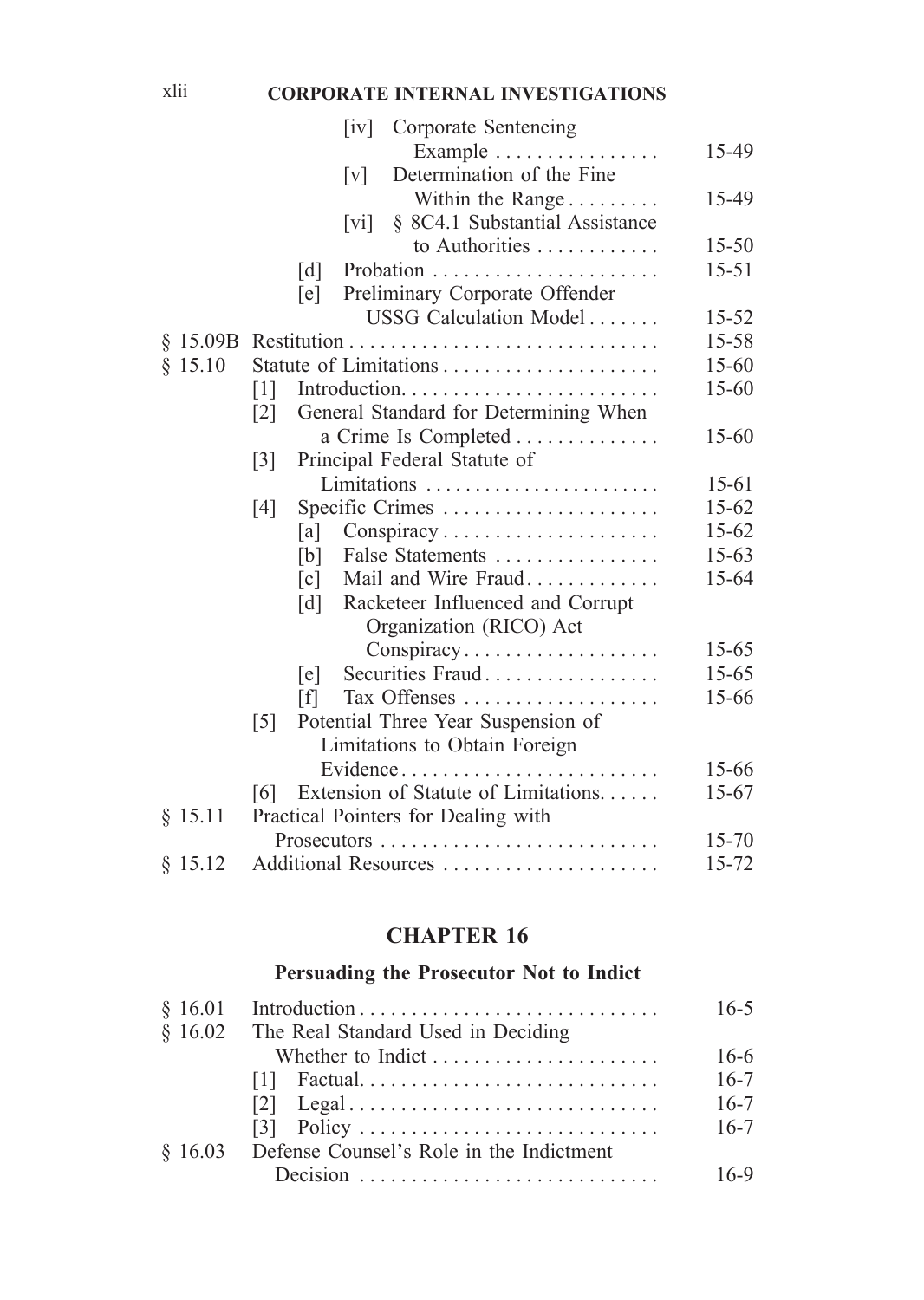[iv] Corporate Sentencing Example . . . . . . . . . . . . . . . . 15-49

[v] Determination of the Fine Within the Range . . . . . . . . . 15-49

[vi] § 8C4.1 Substantial Assistance to Authorities . . . . . . . . . . . . 15-50

[d] Probation . . . . . . . . . . . . . . . . . . . . . . 15-51

[e] Preliminary Corporate Offender USSG Calculation Model . . . . . . . 15-52

§ 15.09B Restitution . . . . . . . . . . . . . . . . . . . . . . . . . . . . . . 15-58

§ 15.10 Statute of Limitations . . . . . . . . . . . . . . . . . . . . . 15-60

[1] Introduction. . . . . . . . . . . . . . . . . . . . . . . . . 15-60

[2] General Standard for Determining When a Crime Is Completed . . . . . . . . . . . . . . 15-60

[3] Principal Federal Statute of Limitations . . . . . . . . . . . . . . . . . . . . . . . . 15-61

[4] Specific Crimes . . . . . . . . . . . . . . . . . . . . . 15-62

[a] Conspiracy . . . . . . . . . . . . . . . . . . . . . 15-62

[b] False Statements . . . . . . . . . . . . . . . . 15-63

[c] Mail and Wire Fraud. . . . . . . . . . . . . 15-64

[d] Racketeer Influenced and Corrupt Organization (RICO) Act Conspiracy. . . . . . . . . . . . . . . . . . . 15-65

[e] Securities Fraud. . . . . . . . . . . . . . . . . 15-65

[f] Tax Offenses . . . . . . . . . . . . . . . . . . . 15-66

[5] Potential Three Year Suspension of Limitations to Obtain Foreign Evidence. . . . . . . . . . . . . . . . . . . . . . . . . 15-66

[6] Extension of Statute of Limitations. . . . . . 15-67

§ 15.11 Practical Pointers for Dealing with Prosecutors . . . . . . . . . . . . . . . . . . . . . . . . . . 15-70

§ 15.12 Additional Resources . . . . . . . . . . . . . . . . . . . . . 15-72

## CHAPTER 16

### Persuading the Prosecutor Not to Indict

§ 16.01 Introduction . . . . . . . . . . . . . . . . . . . . . . . . . . . . 16-5

§ 16.02 The Real Standard Used in Deciding Whether to Indict . . . . . . . . . . . . . . . . . . . . . 16-6

[1] Factual. . . . . . . . . . . . . . . . . . . . . . . . . . . . . 16-7

[2] Legal . . . . . . . . . . . . . . . . . . . . . . . . . . . . . . 16-7

[3] Policy . . . . . . . . . . . . . . . . . . . . . . . . . . . . . 16-7

§ 16.03 Defense Counsel's Role in the Indictment Decision . . . . . . . . . . . . . . . . . . . . . . . . . . . . 16-9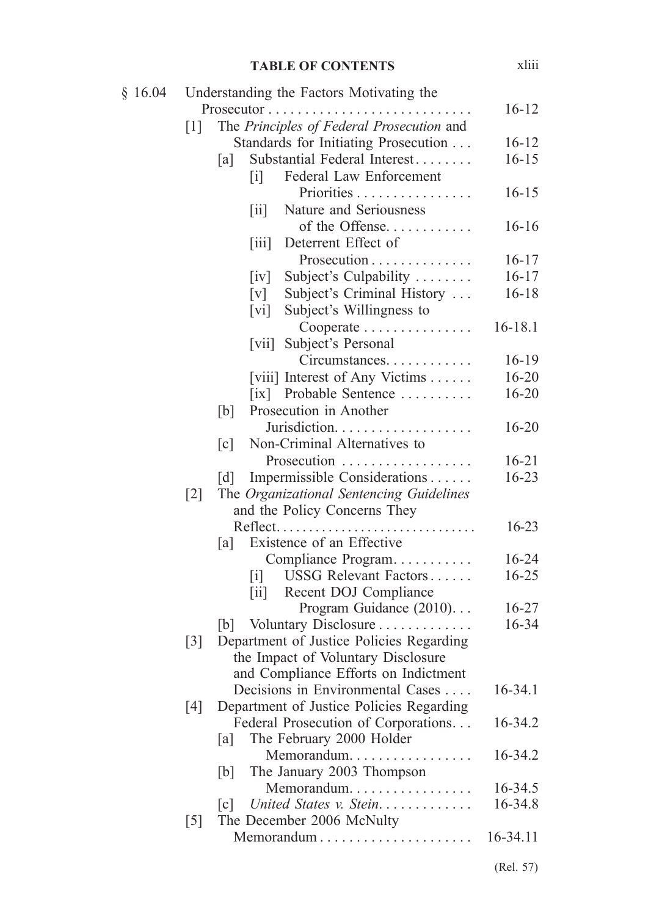§ 16.04 Understanding the Factors Motivating the Prosecutor . . . . . . . . . . . . . . . . . . . . . . . . . . . . 16-12

- [1] The *Principles of Federal Prosecution* and Standards for Initiating Prosecution . . . 16-12
  - [a] Substantial Federal Interest. . . . . . . . . 16-15
    - [i] Federal Law Enforcement Priorities . . . . . . . . . . . . . . . . 16-15
    - [ii] Nature and Seriousness of the Offense. . . . . . . . . . . . 16-16
    - [iii] Deterrent Effect of Prosecution . . . . . . . . . . . . . . 16-17
    - [iv] Subject's Culpability . . . . . . . . 16-17
    - [v] Subject's Criminal History . . . 16-18
    - [vi] Subject's Willingness to Cooperate . . . . . . . . . . . . . . . 16-18.1
    - [vii] Subject's Personal Circumstances. . . . . . . . . . . . 16-19
    - [viii] Interest of Any Victims . . . . . . 16-20
    - [ix] Probable Sentence . . . . . . . . . . 16-20
  - [b] Prosecution in Another Jurisdiction. . . . . . . . . . . . . . . . . . . 16-20
  - [c] Non-Criminal Alternatives to Prosecution . . . . . . . . . . . . . . . . . . 16-21
  - [d] Impermissible Considerations . . . . . . 16-23
- [2] The *Organizational Sentencing Guidelines* and the Policy Concerns They Reflect. . . . . . . . . . . . . . . . . . . . . . . . . . . . . . 16-23
  - [a] Existence of an Effective Compliance Program. . . . . . . . . . . 16-24
    - [i] USSG Relevant Factors . . . . . . 16-25
    - [ii] Recent DOJ Compliance Program Guidance (2010). . . 16-27
  - [b] Voluntary Disclosure . . . . . . . . . . . . . 16-34
- [3] Department of Justice Policies Regarding the Impact of Voluntary Disclosure and Compliance Efforts on Indictment Decisions in Environmental Cases . . . . 16-34.1
- [4] Department of Justice Policies Regarding Federal Prosecution of Corporations. . . 16-34.2
  - [a] The February 2000 Holder Memorandum. . . . . . . . . . . . . . . . . 16-34.2
  - [b] The January 2003 Thompson Memorandum. . . . . . . . . . . . . . . . . 16-34.5
  - [c] *United States v. Stein*. . . . . . . . . . . . . 16-34.8
- [5] The December 2006 McNulty Memorandum . . . . . . . . . . . . . . . . . . . . . 16-34.11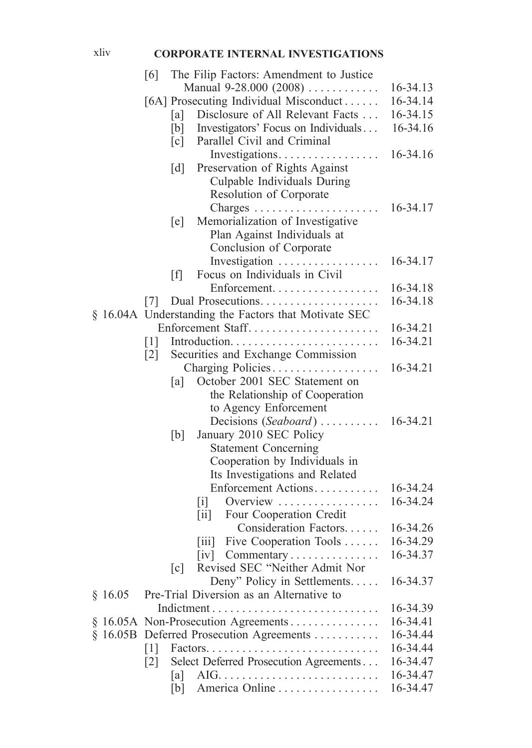[6] The Filip Factors: Amendment to Justice Manual 9-28.000 (2008) . . . . . . . . . . . . 16-34.13

[6A] Prosecuting Individual Misconduct . . . . . . 16-34.14

- [a] Disclosure of All Relevant Facts . . . 16-34.15
- [b] Investigators' Focus on Individuals . . . 16-34.16
- [c] Parallel Civil and Criminal Investigations. . . . . . . . . . . . . . . . . 16-34.16
- [d] Preservation of Rights Against Culpable Individuals During Resolution of Corporate Charges . . . . . . . . . . . . . . . . . . . . . 16-34.17
- [e] Memorialization of Investigative Plan Against Individuals at Conclusion of Corporate Investigation . . . . . . . . . . . . . . . . . 16-34.17
- [f] Focus on Individuals in Civil Enforcement. . . . . . . . . . . . . . . . . . 16-34.18

[7] Dual Prosecutions. . . . . . . . . . . . . . . . . . . . 16-34.18

§ 16.04A Understanding the Factors that Motivate SEC Enforcement Staff. . . . . . . . . . . . . . . . . . . . . . 16-34.21

[1] Introduction. . . . . . . . . . . . . . . . . . . . . . . . . 16-34.21

[2] Securities and Exchange Commission Charging Policies. . . . . . . . . . . . . . . . . . 16-34.21

- [a] October 2001 SEC Statement on the Relationship of Cooperation to Agency Enforcement Decisions (*Seaboard*) . . . . . . . . . . 16-34.21
- [b] January 2010 SEC Policy Statement Concerning Cooperation by Individuals in Its Investigations and Related Enforcement Actions. . . . . . . . . . . 16-34.24
  - [i] Overview . . . . . . . . . . . . . . . . . 16-34.24
  - [ii] Four Cooperation Credit Consideration Factors. . . . . . 16-34.26
  - [iii] Five Cooperation Tools . . . . . . 16-34.29
  - [iv] Commentary . . . . . . . . . . . . . . . 16-34.37
- [c] Revised SEC "Neither Admit Nor Deny" Policy in Settlements. . . . . 16-34.37

§ 16.05 Pre-Trial Diversion as an Alternative to Indictment . . . . . . . . . . . . . . . . . . . . . . . . . . . . 16-34.39

§ 16.05A Non-Prosecution Agreements . . . . . . . . . . . . . . . 16-34.41

§ 16.05B Deferred Prosecution Agreements . . . . . . . . . . . 16-34.44

[1] Factors. . . . . . . . . . . . . . . . . . . . . . . . . . . . . 16-34.44

[2] Select Deferred Prosecution Agreements . . . 16-34.47

- [a] AIG. . . . . . . . . . . . . . . . . . . . . . . . . . . 16-34.47
- [b] America Online . . . . . . . . . . . . . . . . . 16-34.47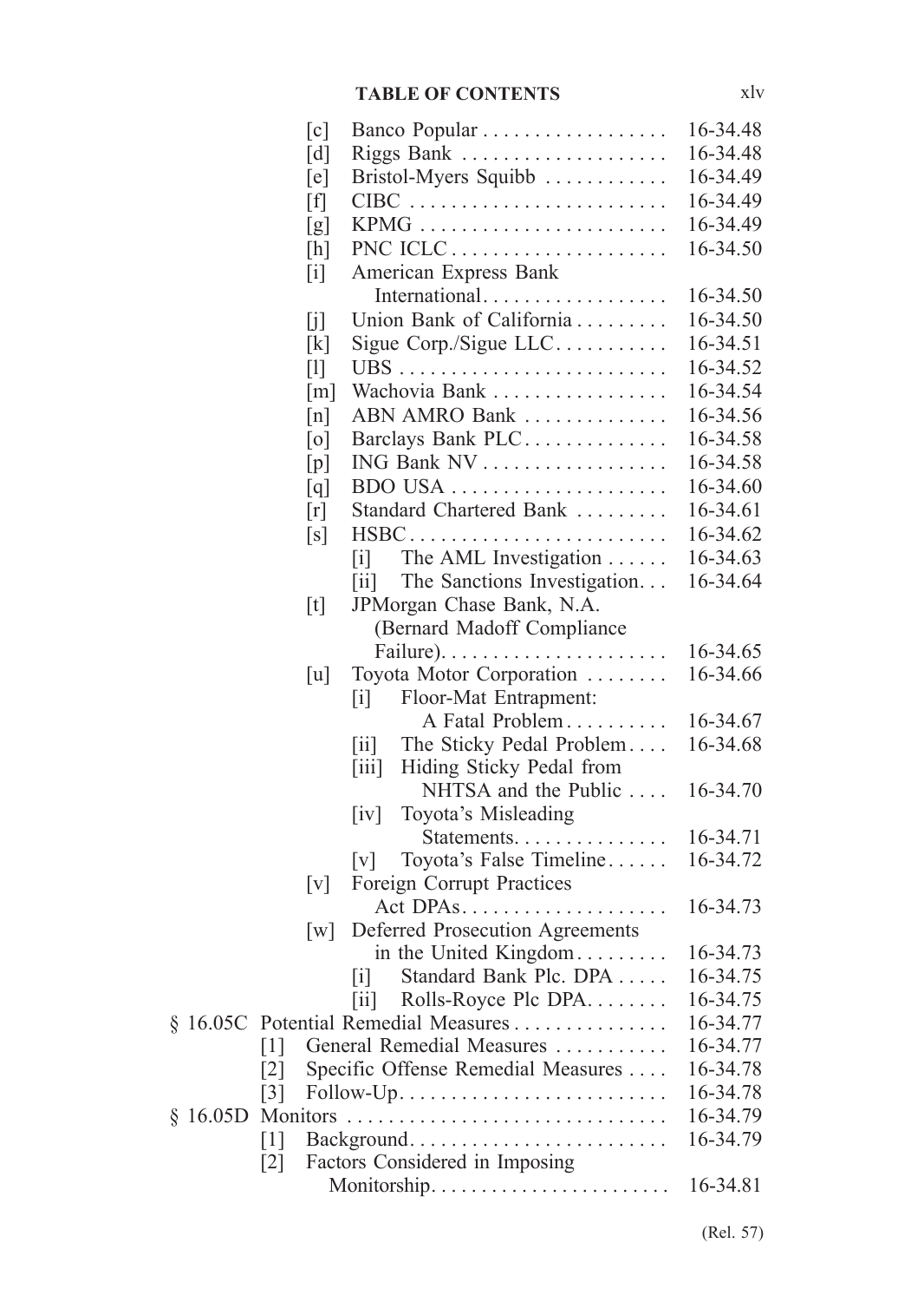## TABLE OF CONTENTS

| | | | | Page |
|---|---|---|---|---|
| | [c] | Banco Popular | | 16-34.48 |
| | [d] | Riggs Bank | | 16-34.48 |
| | [e] | Bristol-Myers Squibb | | 16-34.49 |
| | [f] | CIBC | | 16-34.49 |
| | [g] | KPMG | | 16-34.49 |
| | [h] | PNC ICLC | | 16-34.50 |
| | [i] | American Express Bank International | | 16-34.50 |
| | [j] | Union Bank of California | | 16-34.50 |
| | [k] | Sigue Corp./Sigue LLC | | 16-34.51 |
| | [l] | UBS | | 16-34.52 |
| | [m] | Wachovia Bank | | 16-34.54 |
| | [n] | ABN AMRO Bank | | 16-34.56 |
| | [o] | Barclays Bank PLC | | 16-34.58 |
| | [p] | ING Bank NV | | 16-34.58 |
| | [q] | BDO USA | | 16-34.60 |
| | [r] | Standard Chartered Bank | | 16-34.61 |
| | [s] | HSBC | | 16-34.62 |
| | | [i] The AML Investigation | | 16-34.63 |
| | | [ii] The Sanctions Investigation | | 16-34.64 |
| | [t] | JPMorgan Chase Bank, N.A. (Bernard Madoff Compliance Failure) | | 16-34.65 |
| | [u] | Toyota Motor Corporation | | 16-34.66 |
| | | [i] Floor-Mat Entrapment: A Fatal Problem | | 16-34.67 |
| | | [ii] The Sticky Pedal Problem | | 16-34.68 |
| | | [iii] Hiding Sticky Pedal from NHTSA and the Public | | 16-34.70 |
| | | [iv] Toyota's Misleading Statements | | 16-34.71 |
| | | [v] Toyota's False Timeline | | 16-34.72 |
| | [v] | Foreign Corrupt Practices Act DPAs | | 16-34.73 |
| | [w] | Deferred Prosecution Agreements in the United Kingdom | | 16-34.73 |
| | | [i] Standard Bank Plc. DPA | | 16-34.75 |
| | | [ii] Rolls-Royce Plc DPA | | 16-34.75 |
| § 16.05C | Potential Remedial Measures | | | 16-34.77 |
| | [1] | General Remedial Measures | | 16-34.77 |
| | [2] | Specific Offense Remedial Measures | | 16-34.78 |
| | [3] | Follow-Up | | 16-34.78 |
| § 16.05D | Monitors | | | 16-34.79 |
| | [1] | Background | | 16-34.79 |
| | [2] | Factors Considered in Imposing Monitorship | | 16-34.81 |

(Rel. 57)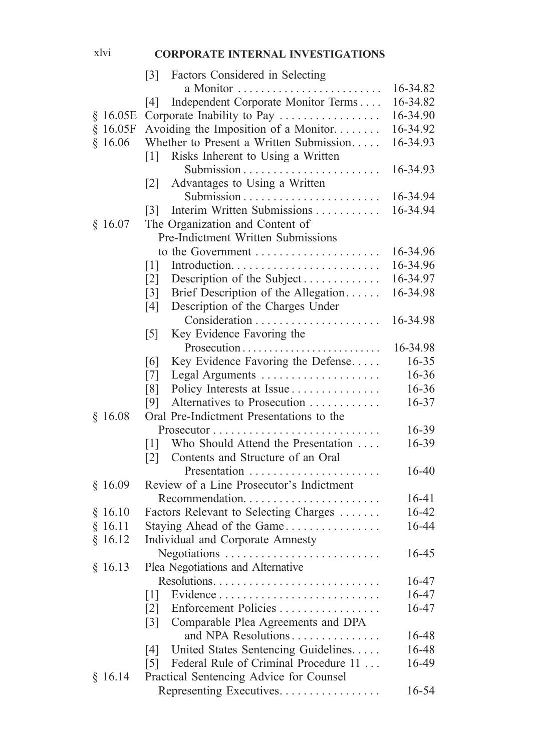| | | |
|---|---|---|
| | [3] Factors Considered in Selecting a Monitor | 16-34.82 |
| | [4] Independent Corporate Monitor Terms | 16-34.82 |
| § 16.05E | Corporate Inability to Pay | 16-34.90 |
| § 16.05F | Avoiding the Imposition of a Monitor | 16-34.92 |
| § 16.06 | Whether to Present a Written Submission | 16-34.93 |
| | [1] Risks Inherent to Using a Written Submission | 16-34.93 |
| | [2] Advantages to Using a Written Submission | 16-34.94 |
| | [3] Interim Written Submissions | 16-34.94 |
| § 16.07 | The Organization and Content of Pre-Indictment Written Submissions to the Government | 16-34.96 |
| | [1] Introduction | 16-34.96 |
| | [2] Description of the Subject | 16-34.97 |
| | [3] Brief Description of the Allegation | 16-34.98 |
| | [4] Description of the Charges Under Consideration | 16-34.98 |
| | [5] Key Evidence Favoring the Prosecution | 16-34.98 |
| | [6] Key Evidence Favoring the Defense | 16-35 |
| | [7] Legal Arguments | 16-36 |
| | [8] Policy Interests at Issue | 16-36 |
| | [9] Alternatives to Prosecution | 16-37 |
| § 16.08 | Oral Pre-Indictment Presentations to the Prosecutor | 16-39 |
| | [1] Who Should Attend the Presentation | 16-39 |
| | [2] Contents and Structure of an Oral Presentation | 16-40 |
| § 16.09 | Review of a Line Prosecutor's Indictment Recommendation | 16-41 |
| § 16.10 | Factors Relevant to Selecting Charges | 16-42 |
| § 16.11 | Staying Ahead of the Game | 16-44 |
| § 16.12 | Individual and Corporate Amnesty Negotiations | 16-45 |
| § 16.13 | Plea Negotiations and Alternative Resolutions | 16-47 |
| | [1] Evidence | 16-47 |
| | [2] Enforcement Policies | 16-47 |
| | [3] Comparable Plea Agreements and DPA and NPA Resolutions | 16-48 |
| | [4] United States Sentencing Guidelines | 16-48 |
| | [5] Federal Rule of Criminal Procedure 11 | 16-49 |
| § 16.14 | Practical Sentencing Advice for Counsel Representing Executives | 16-54 |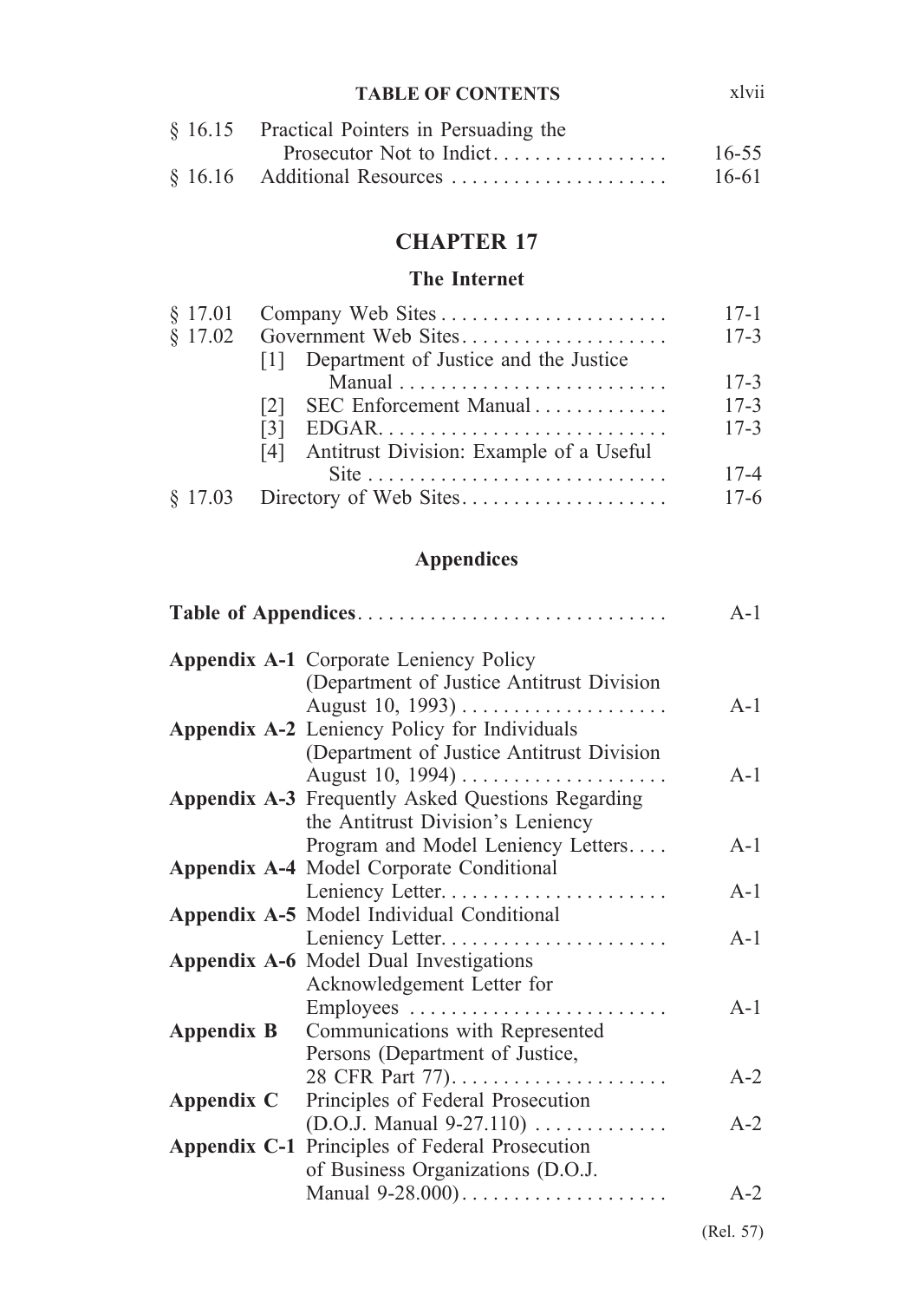| | | |
|---|---|---|
| § 16.15 | Practical Pointers in Persuading the Prosecutor Not to Indict | 16-55 |
| § 16.16 | Additional Resources | 16-61 |

## CHAPTER 17

### The Internet

| | | |
|---|---|---|
| § 17.01 | Company Web Sites | 17-1 |
| § 17.02 | Government Web Sites | 17-3 |
| | [1] Department of Justice and the Justice Manual | 17-3 |
| | [2] SEC Enforcement Manual | 17-3 |
| | [3] EDGAR | 17-3 |
| | [4] Antitrust Division: Example of a Useful Site | 17-4 |
| § 17.03 | Directory of Web Sites | 17-6 |

### Appendices

| | | |
|---|---|---|
| **Table of Appendices** | | A-1 |
| **Appendix A-1** | Corporate Leniency Policy (Department of Justice Antitrust Division August 10, 1993) | A-1 |
| **Appendix A-2** | Leniency Policy for Individuals (Department of Justice Antitrust Division August 10, 1994) | A-1 |
| **Appendix A-3** | Frequently Asked Questions Regarding the Antitrust Division's Leniency Program and Model Leniency Letters | A-1 |
| **Appendix A-4** | Model Corporate Conditional Leniency Letter | A-1 |
| **Appendix A-5** | Model Individual Conditional Leniency Letter | A-1 |
| **Appendix A-6** | Model Dual Investigations Acknowledgement Letter for Employees | A-1 |
| **Appendix B** | Communications with Represented Persons (Department of Justice, 28 CFR Part 77) | A-2 |
| **Appendix C** | Principles of Federal Prosecution (D.O.J. Manual 9-27.110) | A-2 |
| **Appendix C-1** | Principles of Federal Prosecution of Business Organizations (D.O.J. Manual 9-28.000) | A-2 |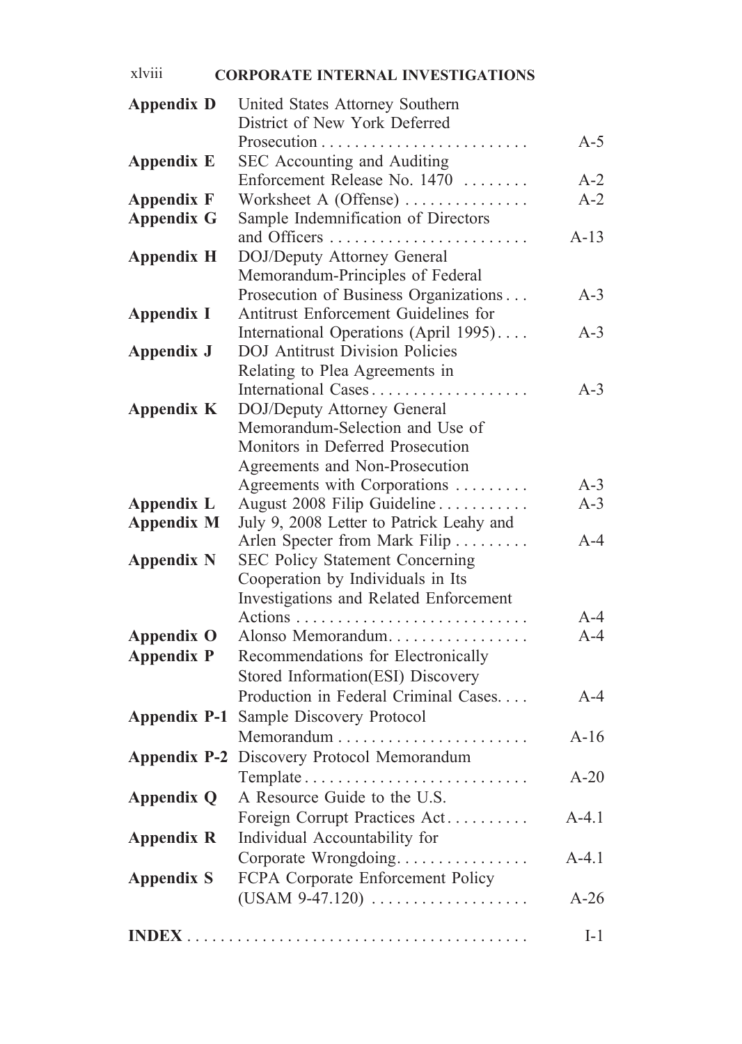| | | |
|---|---|---|
| **Appendix D** | United States Attorney Southern District of New York Deferred Prosecution | A-5 |
| **Appendix E** | SEC Accounting and Auditing Enforcement Release No. 1470 | A-2 |
| **Appendix F** | Worksheet A (Offense) | A-2 |
| **Appendix G** | Sample Indemnification of Directors and Officers | A-13 |
| **Appendix H** | DOJ/Deputy Attorney General Memorandum-Principles of Federal Prosecution of Business Organizations | A-3 |
| **Appendix I** | Antitrust Enforcement Guidelines for International Operations (April 1995) | A-3 |
| **Appendix J** | DOJ Antitrust Division Policies Relating to Plea Agreements in International Cases | A-3 |
| **Appendix K** | DOJ/Deputy Attorney General Memorandum-Selection and Use of Monitors in Deferred Prosecution Agreements and Non-Prosecution Agreements with Corporations | A-3 |
| **Appendix L** | August 2008 Filip Guideline | A-3 |
| **Appendix M** | July 9, 2008 Letter to Patrick Leahy and Arlen Specter from Mark Filip | A-4 |
| **Appendix N** | SEC Policy Statement Concerning Cooperation by Individuals in Its Investigations and Related Enforcement Actions | A-4 |
| **Appendix O** | Alonso Memorandum | A-4 |
| **Appendix P** | Recommendations for Electronically Stored Information(ESI) Discovery Production in Federal Criminal Cases. | A-4 |
| **Appendix P-1** | Sample Discovery Protocol Memorandum | A-16 |
| **Appendix P-2** | Discovery Protocol Memorandum Template | A-20 |
| **Appendix Q** | A Resource Guide to the U.S. Foreign Corrupt Practices Act | A-4.1 |
| **Appendix R** | Individual Accountability for Corporate Wrongdoing | A-4.1 |
| **Appendix S** | FCPA Corporate Enforcement Policy (USAM 9-47.120) | A-26 |

**INDEX** . . . . . . . . . . . . . . . . . . . . . . . . . . . . . . . . . . . . . . . I-1